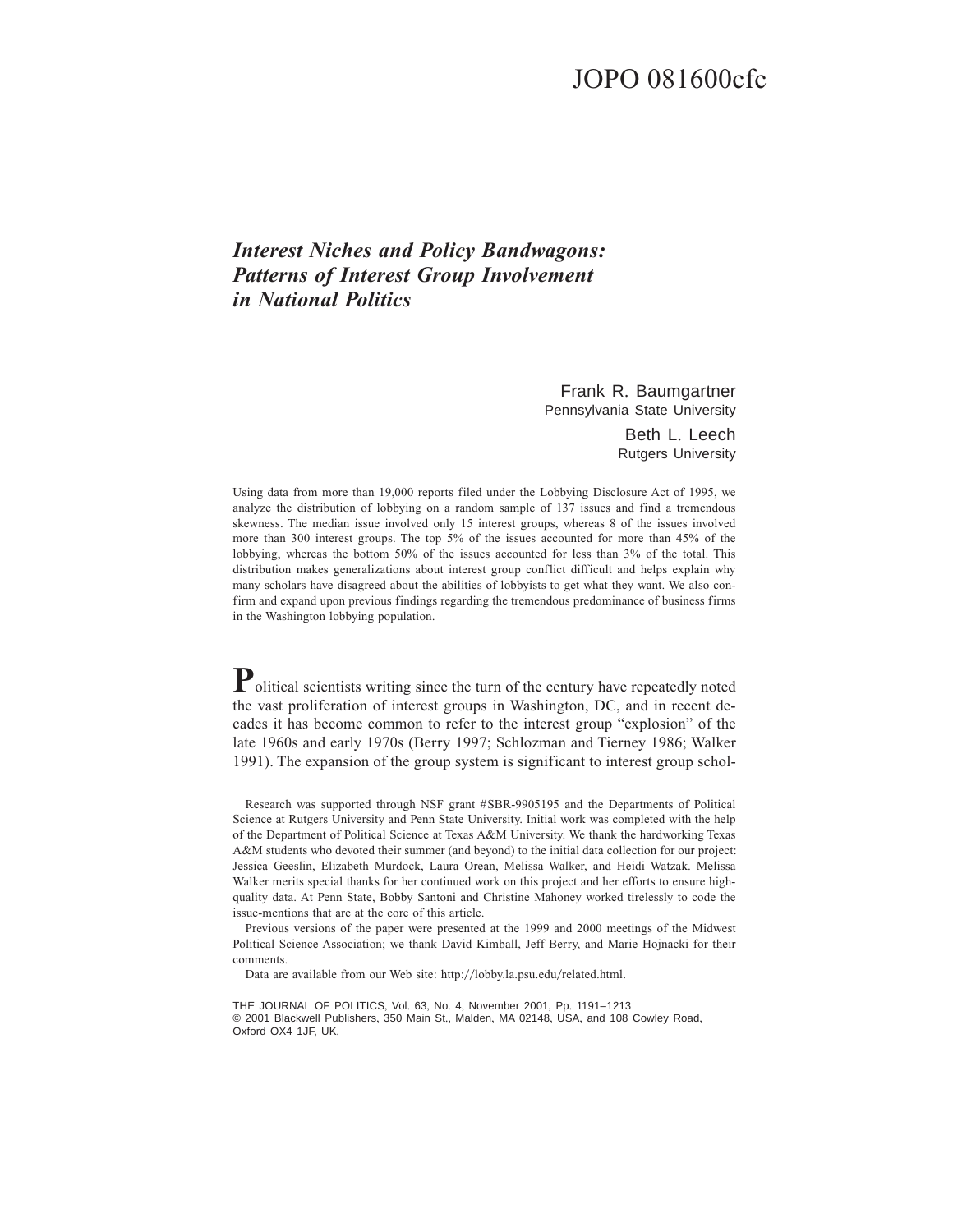# *Interest Niches and Policy Bandwagons: Patterns of Interest Group Involvement in National Politics*

Frank R. Baumgartner
Pennsylvania State University

Beth L. Leech
Rutgers University

Using data from more than 19,000 reports filed under the Lobbying Disclosure Act of 1995, we analyze the distribution of lobbying on a random sample of 137 issues and find a tremendous skewness. The median issue involved only 15 interest groups, whereas 8 of the issues involved more than 300 interest groups. The top 5% of the issues accounted for more than 45% of the lobbying, whereas the bottom 50% of the issues accounted for less than 3% of the total. This distribution makes generalizations about interest group conflict difficult and helps explain why many scholars have disagreed about the abilities of lobbyists to get what they want. We also confirm and expand upon previous findings regarding the tremendous predominance of business firms in the Washington lobbying population.

Political scientists writing since the turn of the century have repeatedly noted the vast proliferation of interest groups in Washington, DC, and in recent decades it has become common to refer to the interest group "explosion" of the late 1960s and early 1970s (Berry 1997; Schlozman and Tierney 1986; Walker 1991). The expansion of the group system is significant to interest group schol-

Research was supported through NSF grant #SBR-9905195 and the Departments of Political Science at Rutgers University and Penn State University. Initial work was completed with the help of the Department of Political Science at Texas A&M University. We thank the hardworking Texas A&M students who devoted their summer (and beyond) to the initial data collection for our project: Jessica Geeslin, Elizabeth Murdock, Laura Orean, Melissa Walker, and Heidi Watzak. Melissa Walker merits special thanks for her continued work on this project and her efforts to ensure high-quality data. At Penn State, Bobby Santoni and Christine Mahoney worked tirelessly to code the issue-mentions that are at the core of this article.

Previous versions of the paper were presented at the 1999 and 2000 meetings of the Midwest Political Science Association; we thank David Kimball, Jeff Berry, and Marie Hojnacki for their comments.

Data are available from our Web site: http://lobby.la.psu.edu/related.html.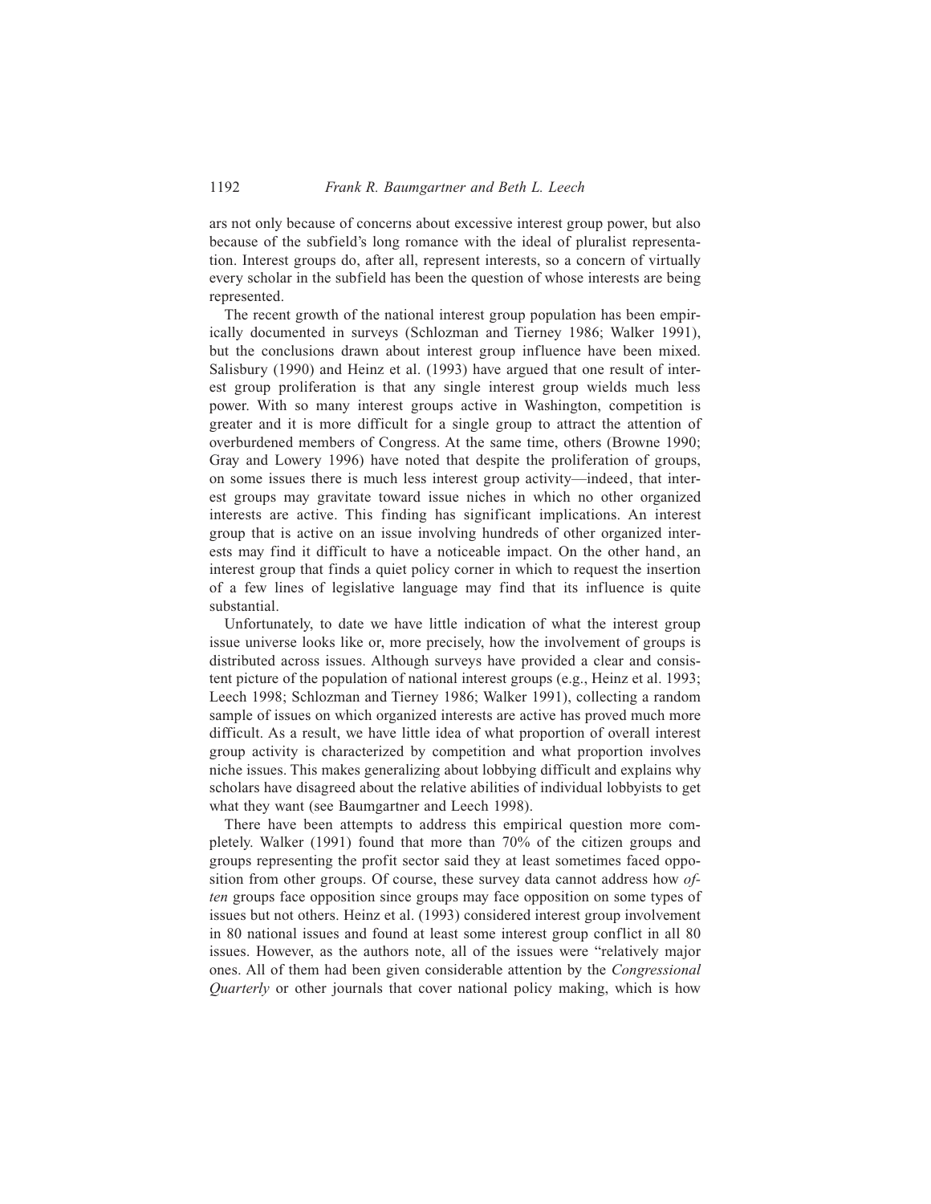ars not only because of concerns about excessive interest group power, but also because of the subfield's long romance with the ideal of pluralist representation. Interest groups do, after all, represent interests, so a concern of virtually every scholar in the subfield has been the question of whose interests are being represented.

The recent growth of the national interest group population has been empirically documented in surveys (Schlozman and Tierney 1986; Walker 1991), but the conclusions drawn about interest group influence have been mixed. Salisbury (1990) and Heinz et al. (1993) have argued that one result of interest group proliferation is that any single interest group wields much less power. With so many interest groups active in Washington, competition is greater and it is more difficult for a single group to attract the attention of overburdened members of Congress. At the same time, others (Browne 1990; Gray and Lowery 1996) have noted that despite the proliferation of groups, on some issues there is much less interest group activity—indeed, that interest groups may gravitate toward issue niches in which no other organized interests are active. This finding has significant implications. An interest group that is active on an issue involving hundreds of other organized interests may find it difficult to have a noticeable impact. On the other hand, an interest group that finds a quiet policy corner in which to request the insertion of a few lines of legislative language may find that its influence is quite substantial.

Unfortunately, to date we have little indication of what the interest group issue universe looks like or, more precisely, how the involvement of groups is distributed across issues. Although surveys have provided a clear and consistent picture of the population of national interest groups (e.g., Heinz et al. 1993; Leech 1998; Schlozman and Tierney 1986; Walker 1991), collecting a random sample of issues on which organized interests are active has proved much more difficult. As a result, we have little idea of what proportion of overall interest group activity is characterized by competition and what proportion involves niche issues. This makes generalizing about lobbying difficult and explains why scholars have disagreed about the relative abilities of individual lobbyists to get what they want (see Baumgartner and Leech 1998).

There have been attempts to address this empirical question more completely. Walker (1991) found that more than 70% of the citizen groups and groups representing the profit sector said they at least sometimes faced opposition from other groups. Of course, these survey data cannot address how *often* groups face opposition since groups may face opposition on some types of issues but not others. Heinz et al. (1993) considered interest group involvement in 80 national issues and found at least some interest group conflict in all 80 issues. However, as the authors note, all of the issues were "relatively major ones. All of them had been given considerable attention by the *Congressional Quarterly* or other journals that cover national policy making, which is how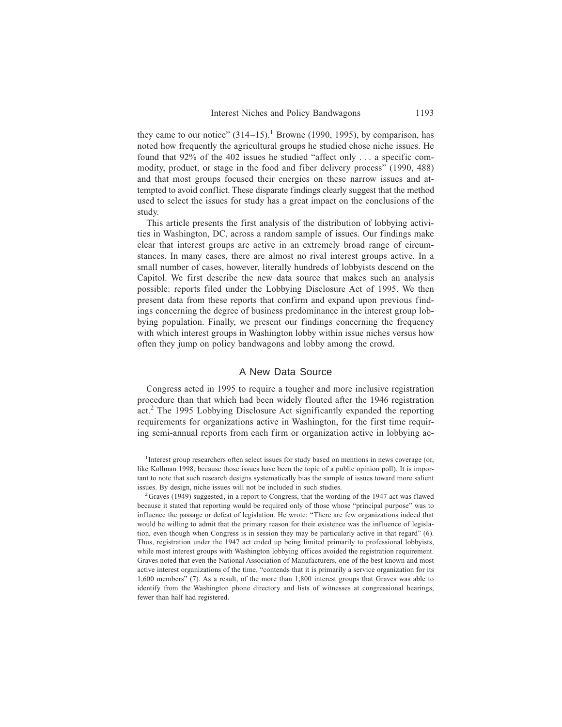they came to our notice" (314–15).[1] Browne (1990, 1995), by comparison, has noted how frequently the agricultural groups he studied chose niche issues. He found that 92% of the 402 issues he studied "affect only . . . a specific commodity, product, or stage in the food and fiber delivery process" (1990, 488) and that most groups focused their energies on these narrow issues and attempted to avoid conflict. These disparate findings clearly suggest that the method used to select the issues for study has a great impact on the conclusions of the study.

This article presents the first analysis of the distribution of lobbying activities in Washington, DC, across a random sample of issues. Our findings make clear that interest groups are active in an extremely broad range of circumstances. In many cases, there are almost no rival interest groups active. In a small number of cases, however, literally hundreds of lobbyists descend on the Capitol. We first describe the new data source that makes such an analysis possible: reports filed under the Lobbying Disclosure Act of 1995. We then present data from these reports that confirm and expand upon previous findings concerning the degree of business predominance in the interest group lobbying population. Finally, we present our findings concerning the frequency with which interest groups in Washington lobby within issue niches versus how often they jump on policy bandwagons and lobby among the crowd.

## A New Data Source

Congress acted in 1995 to require a tougher and more inclusive registration procedure than that which had been widely flouted after the 1946 registration act.[2] The 1995 Lobbying Disclosure Act significantly expanded the reporting requirements for organizations active in Washington, for the first time requiring semi-annual reports from each firm or organization active in lobbying ac-

[1] Interest group researchers often select issues for study based on mentions in news coverage (or, like Kollman 1998, because those issues have been the topic of a public opinion poll). It is important to note that such research designs systematically bias the sample of issues toward more salient issues. By design, niche issues will not be included in such studies.

[2] Graves (1949) suggested, in a report to Congress, that the wording of the 1947 act was flawed because it stated that reporting would be required only of those whose "principal purpose" was to influence the passage or defeat of legislation. He wrote: "There are few organizations indeed that would be willing to admit that the primary reason for their existence was the influence of legislation, even though when Congress is in session they may be particularly active in that regard" (6). Thus, registration under the 1947 act ended up being limited primarily to professional lobbyists, while most interest groups with Washington lobbying offices avoided the registration requirement. Graves noted that even the National Association of Manufacturers, one of the best known and most active interest organizations of the time, "contends that it is primarily a service organization for its 1,600 members" (7). As a result, of the more than 1,800 interest groups that Graves was able to identify from the Washington phone directory and lists of witnesses at congressional hearings, fewer than half had registered.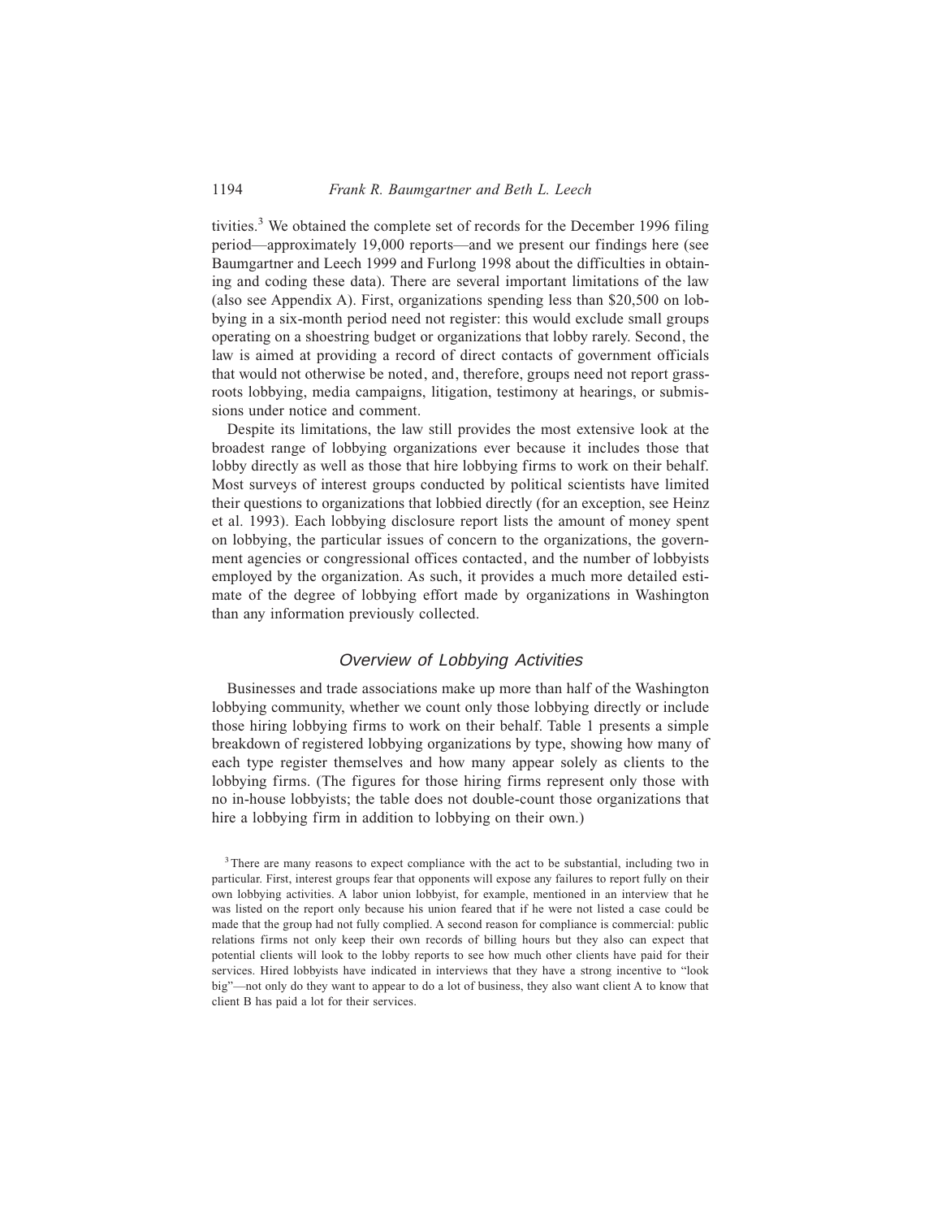tivities.[3] We obtained the complete set of records for the December 1996 filing period—approximately 19,000 reports—and we present our findings here (see Baumgartner and Leech 1999 and Furlong 1998 about the difficulties in obtaining and coding these data). There are several important limitations of the law (also see Appendix A). First, organizations spending less than $20,500 on lobbying in a six-month period need not register: this would exclude small groups operating on a shoestring budget or organizations that lobby rarely. Second, the law is aimed at providing a record of direct contacts of government officials that would not otherwise be noted, and, therefore, groups need not report grassroots lobbying, media campaigns, litigation, testimony at hearings, or submissions under notice and comment.

Despite its limitations, the law still provides the most extensive look at the broadest range of lobbying organizations ever because it includes those that lobby directly as well as those that hire lobbying firms to work on their behalf. Most surveys of interest groups conducted by political scientists have limited their questions to organizations that lobbied directly (for an exception, see Heinz et al. 1993). Each lobbying disclosure report lists the amount of money spent on lobbying, the particular issues of concern to the organizations, the government agencies or congressional offices contacted, and the number of lobbyists employed by the organization. As such, it provides a much more detailed estimate of the degree of lobbying effort made by organizations in Washington than any information previously collected.

## *Overview of Lobbying Activities*

Businesses and trade associations make up more than half of the Washington lobbying community, whether we count only those lobbying directly or include those hiring lobbying firms to work on their behalf. Table 1 presents a simple breakdown of registered lobbying organizations by type, showing how many of each type register themselves and how many appear solely as clients to the lobbying firms. (The figures for those hiring firms represent only those with no in-house lobbyists; the table does not double-count those organizations that hire a lobbying firm in addition to lobbying on their own.)

[3] There are many reasons to expect compliance with the act to be substantial, including two in particular. First, interest groups fear that opponents will expose any failures to report fully on their own lobbying activities. A labor union lobbyist, for example, mentioned in an interview that he was listed on the report only because his union feared that if he were not listed a case could be made that the group had not fully complied. A second reason for compliance is commercial: public relations firms not only keep their own records of billing hours but they also can expect that potential clients will look to the lobby reports to see how much other clients have paid for their services. Hired lobbyists have indicated in interviews that they have a strong incentive to "look big"—not only do they want to appear to do a lot of business, they also want client A to know that client B has paid a lot for their services.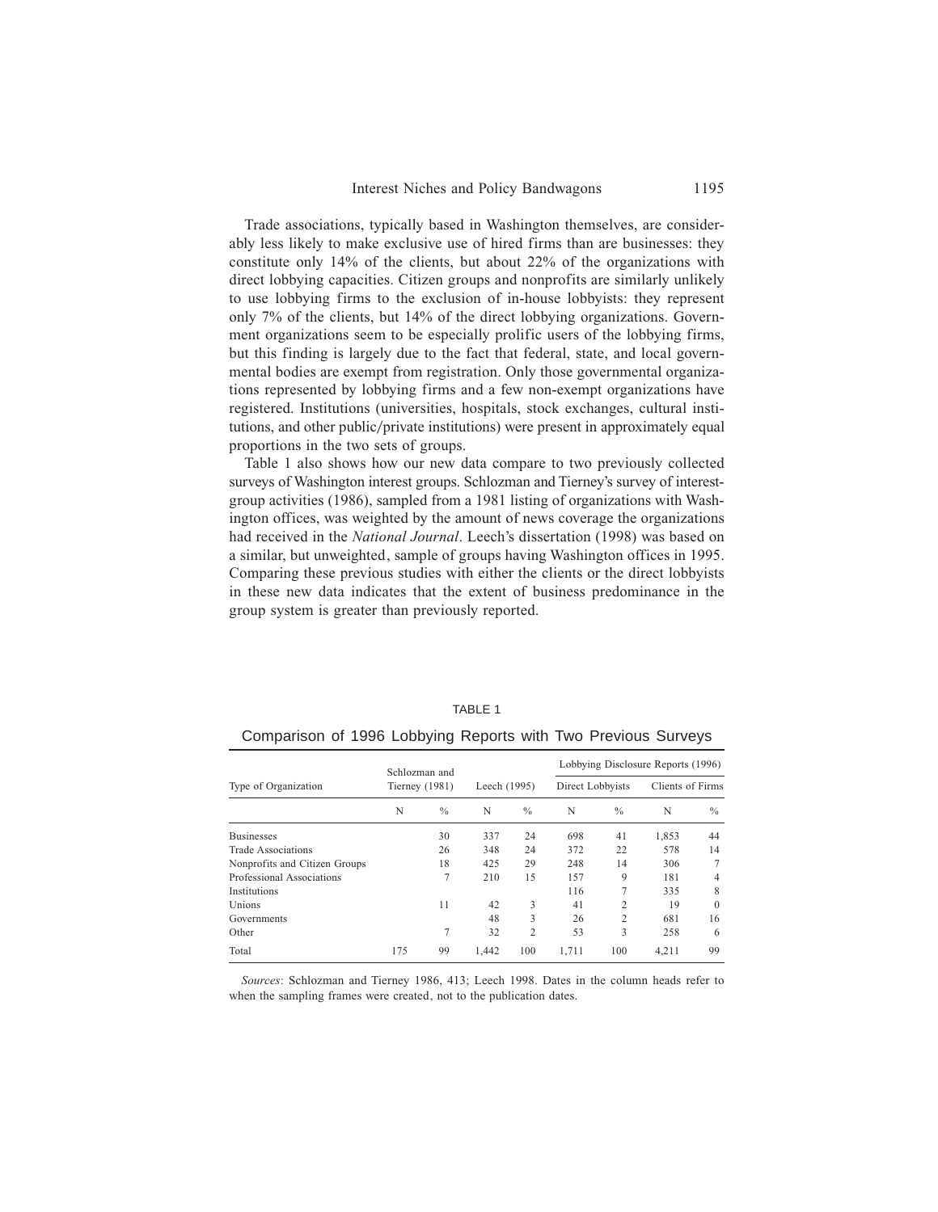Trade associations, typically based in Washington themselves, are considerably less likely to make exclusive use of hired firms than are businesses: they constitute only 14% of the clients, but about 22% of the organizations with direct lobbying capacities. Citizen groups and nonprofits are similarly unlikely to use lobbying firms to the exclusion of in-house lobbyists: they represent only 7% of the clients, but 14% of the direct lobbying organizations. Government organizations seem to be especially prolific users of the lobbying firms, but this finding is largely due to the fact that federal, state, and local governmental bodies are exempt from registration. Only those governmental organizations represented by lobbying firms and a few non-exempt organizations have registered. Institutions (universities, hospitals, stock exchanges, cultural institutions, and other public/private institutions) were present in approximately equal proportions in the two sets of groups.

Table 1 also shows how our new data compare to two previously collected surveys of Washington interest groups. Schlozman and Tierney's survey of interest-group activities (1986), sampled from a 1981 listing of organizations with Washington offices, was weighted by the amount of news coverage the organizations had received in the *National Journal*. Leech's dissertation (1998) was based on a similar, but unweighted, sample of groups having Washington offices in 1995. Comparing these previous studies with either the clients or the direct lobbyists in these new data indicates that the extent of business predominance in the group system is greater than previously reported.

TABLE 1

Comparison of 1996 Lobbying Reports with Two Previous Surveys

| Type of Organization | Schlozman and Tierney (1981) | | Leech (1995) | | Lobbying Disclosure Reports (1996) | | | |
|---|---|---|---|---|---|---|---|---|
| | | | | | Direct Lobbyists | | Clients of Firms | |
| | N | % | N | % | N | % | N | % |
| Businesses | | 30 | 337 | 24 | 698 | 41 | 1,853 | 44 |
| Trade Associations | | 26 | 348 | 24 | 372 | 22 | 578 | 14 |
| Nonprofits and Citizen Groups | | 18 | 425 | 29 | 248 | 14 | 306 | 7 |
| Professional Associations | | 7 | 210 | 15 | 157 | 9 | 181 | 4 |
| Institutions | | | | | 116 | 7 | 335 | 8 |
| Unions | | 11 | 42 | 3 | 41 | 2 | 19 | 0 |
| Governments | | | 48 | 3 | 26 | 2 | 681 | 16 |
| Other | | 7 | 32 | 2 | 53 | 3 | 258 | 6 |
| Total | 175 | 99 | 1,442 | 100 | 1,711 | 100 | 4,211 | 99 |

*Sources*: Schlozman and Tierney 1986, 413; Leech 1998. Dates in the column heads refer to when the sampling frames were created, not to the publication dates.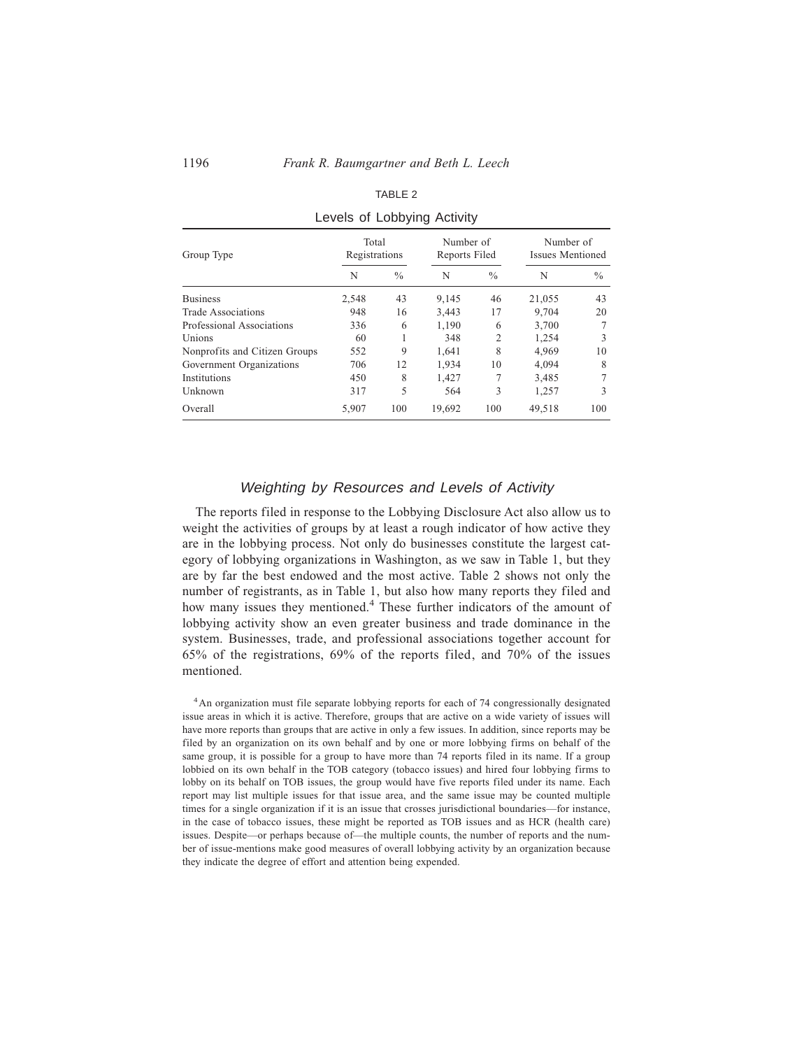TABLE 2

Levels of Lobbying Activity

| Group Type | Total Registrations | | Number of Reports Filed | | Number of Issues Mentioned | |
|---|---|---|---|---|---|---|
| | N | % | N | % | N | % |
| Business | 2,548 | 43 | 9,145 | 46 | 21,055 | 43 |
| Trade Associations | 948 | 16 | 3,443 | 17 | 9,704 | 20 |
| Professional Associations | 336 | 6 | 1,190 | 6 | 3,700 | 7 |
| Unions | 60 | 1 | 348 | 2 | 1,254 | 3 |
| Nonprofits and Citizen Groups | 552 | 9 | 1,641 | 8 | 4,969 | 10 |
| Government Organizations | 706 | 12 | 1,934 | 10 | 4,094 | 8 |
| Institutions | 450 | 8 | 1,427 | 7 | 3,485 | 7 |
| Unknown | 317 | 5 | 564 | 3 | 1,257 | 3 |
| Overall | 5,907 | 100 | 19,692 | 100 | 49,518 | 100 |

## *Weighting by Resources and Levels of Activity*

The reports filed in response to the Lobbying Disclosure Act also allow us to weight the activities of groups by at least a rough indicator of how active they are in the lobbying process. Not only do businesses constitute the largest category of lobbying organizations in Washington, as we saw in Table 1, but they are by far the best endowed and the most active. Table 2 shows not only the number of registrants, as in Table 1, but also how many reports they filed and how many issues they mentioned.[4] These further indicators of the amount of lobbying activity show an even greater business and trade dominance in the system. Businesses, trade, and professional associations together account for 65% of the registrations, 69% of the reports filed, and 70% of the issues mentioned.

[4] An organization must file separate lobbying reports for each of 74 congressionally designated issue areas in which it is active. Therefore, groups that are active on a wide variety of issues will have more reports than groups that are active in only a few issues. In addition, since reports may be filed by an organization on its own behalf and by one or more lobbying firms on behalf of the same group, it is possible for a group to have more than 74 reports filed in its name. If a group lobbied on its own behalf in the TOB category (tobacco issues) and hired four lobbying firms to lobby on its behalf on TOB issues, the group would have five reports filed under its name. Each report may list multiple issues for that issue area, and the same issue may be counted multiple times for a single organization if it is an issue that crosses jurisdictional boundaries—for instance, in the case of tobacco issues, these might be reported as TOB issues and as HCR (health care) issues. Despite—or perhaps because of—the multiple counts, the number of reports and the number of issue-mentions make good measures of overall lobbying activity by an organization because they indicate the degree of effort and attention being expended.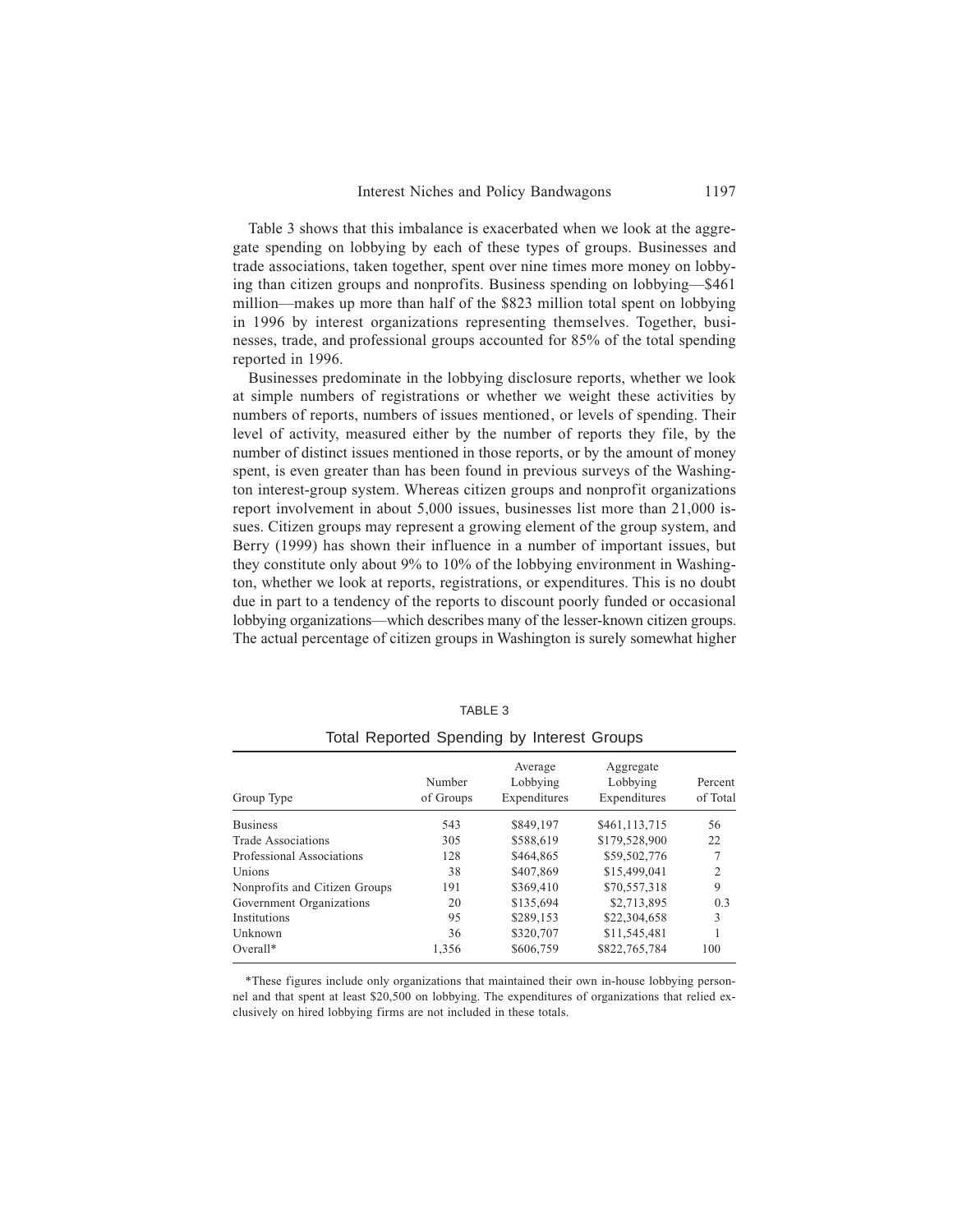Table 3 shows that this imbalance is exacerbated when we look at the aggregate spending on lobbying by each of these types of groups. Businesses and trade associations, taken together, spent over nine times more money on lobbying than citizen groups and nonprofits. Business spending on lobbying—$461 million—makes up more than half of the $823 million total spent on lobbying in 1996 by interest organizations representing themselves. Together, businesses, trade, and professional groups accounted for 85% of the total spending reported in 1996.

Businesses predominate in the lobbying disclosure reports, whether we look at simple numbers of registrations or whether we weight these activities by numbers of reports, numbers of issues mentioned, or levels of spending. Their level of activity, measured either by the number of reports they file, by the number of distinct issues mentioned in those reports, or by the amount of money spent, is even greater than has been found in previous surveys of the Washington interest-group system. Whereas citizen groups and nonprofit organizations report involvement in about 5,000 issues, businesses list more than 21,000 issues. Citizen groups may represent a growing element of the group system, and Berry (1999) has shown their influence in a number of important issues, but they constitute only about 9% to 10% of the lobbying environment in Washington, whether we look at reports, registrations, or expenditures. This is no doubt due in part to a tendency of the reports to discount poorly funded or occasional lobbying organizations—which describes many of the lesser-known citizen groups. The actual percentage of citizen groups in Washington is surely somewhat higher

TABLE 3

Total Reported Spending by Interest Groups

| Group Type | Number of Groups | Average Lobbying Expenditures | Aggregate Lobbying Expenditures | Percent of Total |
|---|---|---|---|---|
| Business | 543 | $849,197 | $461,113,715 | 56 |
| Trade Associations | 305 | $588,619 | $179,528,900 | 22 |
| Professional Associations | 128 | $464,865 | $59,502,776 | 7 |
| Unions | 38 | $407,869 | $15,499,041 | 2 |
| Nonprofits and Citizen Groups | 191 | $369,410 | $70,557,318 | 9 |
| Government Organizations | 20 | $135,694 | $2,713,895 | 0.3 |
| Institutions | 95 | $289,153 | $22,304,658 | 3 |
| Unknown | 36 | $320,707 | $11,545,481 | 1 |
| Overall* | 1,356 | $606,759 | $822,765,784 | 100 |

*These figures include only organizations that maintained their own in-house lobbying personnel and that spent at least $20,500 on lobbying. The expenditures of organizations that relied exclusively on hired lobbying firms are not included in these totals.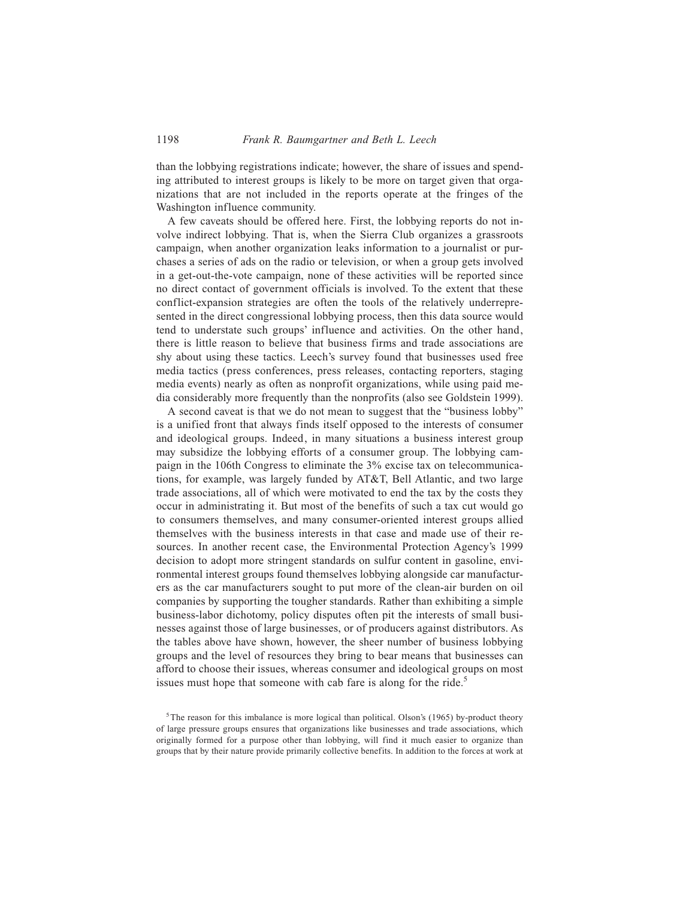than the lobbying registrations indicate; however, the share of issues and spending attributed to interest groups is likely to be more on target given that organizations that are not included in the reports operate at the fringes of the Washington influence community.

A few caveats should be offered here. First, the lobbying reports do not involve indirect lobbying. That is, when the Sierra Club organizes a grassroots campaign, when another organization leaks information to a journalist or purchases a series of ads on the radio or television, or when a group gets involved in a get-out-the-vote campaign, none of these activities will be reported since no direct contact of government officials is involved. To the extent that these conflict-expansion strategies are often the tools of the relatively underrepresented in the direct congressional lobbying process, then this data source would tend to understate such groups' influence and activities. On the other hand, there is little reason to believe that business firms and trade associations are shy about using these tactics. Leech's survey found that businesses used free media tactics (press conferences, press releases, contacting reporters, staging media events) nearly as often as nonprofit organizations, while using paid media considerably more frequently than the nonprofits (also see Goldstein 1999).

A second caveat is that we do not mean to suggest that the "business lobby" is a unified front that always finds itself opposed to the interests of consumer and ideological groups. Indeed, in many situations a business interest group may subsidize the lobbying efforts of a consumer group. The lobbying campaign in the 106th Congress to eliminate the 3% excise tax on telecommunications, for example, was largely funded by AT&T, Bell Atlantic, and two large trade associations, all of which were motivated to end the tax by the costs they occur in administrating it. But most of the benefits of such a tax cut would go to consumers themselves, and many consumer-oriented interest groups allied themselves with the business interests in that case and made use of their resources. In another recent case, the Environmental Protection Agency's 1999 decision to adopt more stringent standards on sulfur content in gasoline, environmental interest groups found themselves lobbying alongside car manufacturers as the car manufacturers sought to put more of the clean-air burden on oil companies by supporting the tougher standards. Rather than exhibiting a simple business-labor dichotomy, policy disputes often pit the interests of small businesses against those of large businesses, or of producers against distributors. As the tables above have shown, however, the sheer number of business lobbying groups and the level of resources they bring to bear means that businesses can afford to choose their issues, whereas consumer and ideological groups on most issues must hope that someone with cab fare is along for the ride.[5]

[5] The reason for this imbalance is more logical than political. Olson's (1965) by-product theory of large pressure groups ensures that organizations like businesses and trade associations, which originally formed for a purpose other than lobbying, will find it much easier to organize than groups that by their nature provide primarily collective benefits. In addition to the forces at work at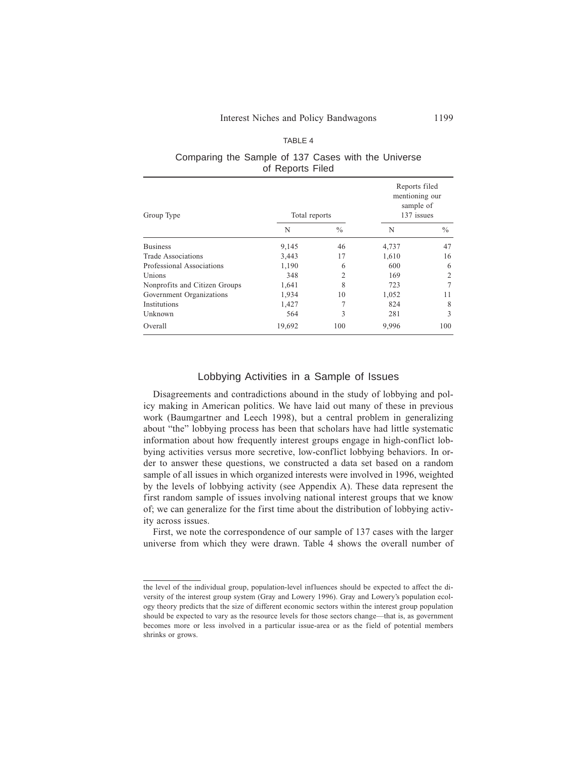TABLE 4

Comparing the Sample of 137 Cases with the Universe of Reports Filed

| Group Type | Total reports | | Reports filed mentioning our sample of 137 issues | |
|---|---|---|---|---|
| | N | % | N | % |
| Business | 9,145 | 46 | 4,737 | 47 |
| Trade Associations | 3,443 | 17 | 1,610 | 16 |
| Professional Associations | 1,190 | 6 | 600 | 6 |
| Unions | 348 | 2 | 169 | 2 |
| Nonprofits and Citizen Groups | 1,641 | 8 | 723 | 7 |
| Government Organizations | 1,934 | 10 | 1,052 | 11 |
| Institutions | 1,427 | 7 | 824 | 8 |
| Unknown | 564 | 3 | 281 | 3 |
| Overall | 19,692 | 100 | 9,996 | 100 |

## Lobbying Activities in a Sample of Issues

Disagreements and contradictions abound in the study of lobbying and policy making in American politics. We have laid out many of these in previous work (Baumgartner and Leech 1998), but a central problem in generalizing about "the" lobbying process has been that scholars have had little systematic information about how frequently interest groups engage in high-conflict lobbying activities versus more secretive, low-conflict lobbying behaviors. In order to answer these questions, we constructed a data set based on a random sample of all issues in which organized interests were involved in 1996, weighted by the levels of lobbying activity (see Appendix A). These data represent the first random sample of issues involving national interest groups that we know of; we can generalize for the first time about the distribution of lobbying activity across issues.

First, we note the correspondence of our sample of 137 cases with the larger universe from which they were drawn. Table 4 shows the overall number of

---

the level of the individual group, population-level influences should be expected to affect the diversity of the interest group system (Gray and Lowery 1996). Gray and Lowery's population ecology theory predicts that the size of different economic sectors within the interest group population should be expected to vary as the resource levels for those sectors change—that is, as government becomes more or less involved in a particular issue-area or as the field of potential members shrinks or grows.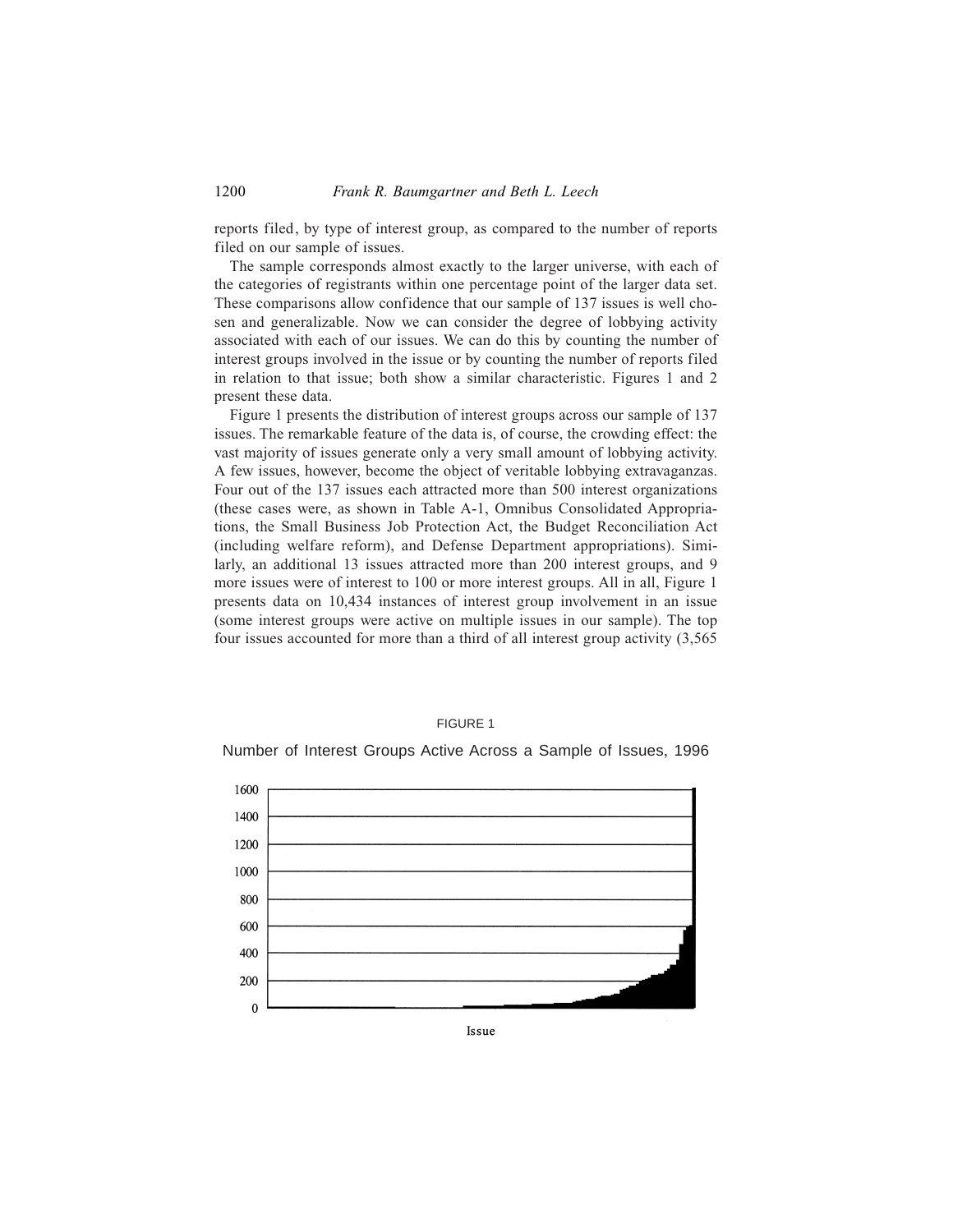reports filed, by type of interest group, as compared to the number of reports filed on our sample of issues.

The sample corresponds almost exactly to the larger universe, with each of the categories of registrants within one percentage point of the larger data set. These comparisons allow confidence that our sample of 137 issues is well chosen and generalizable. Now we can consider the degree of lobbying activity associated with each of our issues. We can do this by counting the number of interest groups involved in the issue or by counting the number of reports filed in relation to that issue; both show a similar characteristic. Figures 1 and 2 present these data.

Figure 1 presents the distribution of interest groups across our sample of 137 issues. The remarkable feature of the data is, of course, the crowding effect: the vast majority of issues generate only a very small amount of lobbying activity. A few issues, however, become the object of veritable lobbying extravaganzas. Four out of the 137 issues each attracted more than 500 interest organizations (these cases were, as shown in Table A-1, Omnibus Consolidated Appropriations, the Small Business Job Protection Act, the Budget Reconciliation Act (including welfare reform), and Defense Department appropriations). Similarly, an additional 13 issues attracted more than 200 interest groups, and 9 more issues were of interest to 100 or more interest groups. All in all, Figure 1 presents data on 10,434 instances of interest group involvement in an issue (some interest groups were active on multiple issues in our sample). The top four issues accounted for more than a third of all interest group activity (3,565

FIGURE 1

Number of Interest Groups Active Across a Sample of Issues, 1996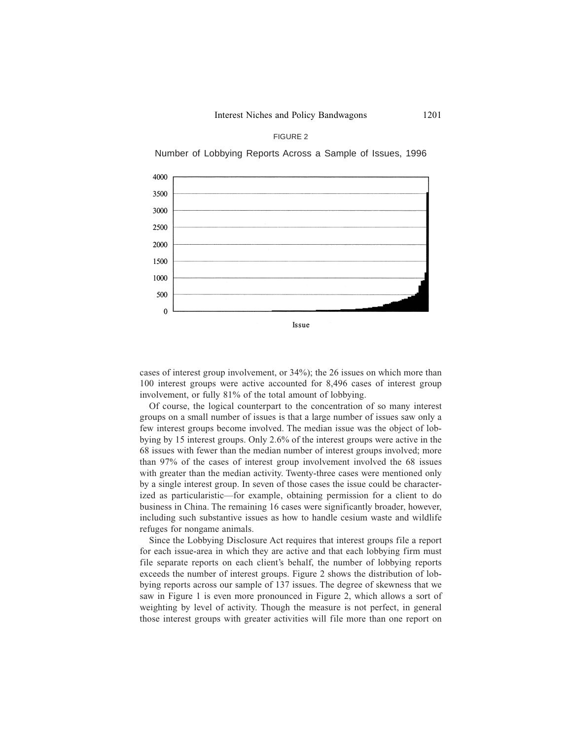FIGURE 2

Number of Lobbying Reports Across a Sample of Issues, 1996

cases of interest group involvement, or 34%); the 26 issues on which more than 100 interest groups were active accounted for 8,496 cases of interest group involvement, or fully 81% of the total amount of lobbying.

Of course, the logical counterpart to the concentration of so many interest groups on a small number of issues is that a large number of issues saw only a few interest groups become involved. The median issue was the object of lobbying by 15 interest groups. Only 2.6% of the interest groups were active in the 68 issues with fewer than the median number of interest groups involved; more than 97% of the cases of interest group involvement involved the 68 issues with greater than the median activity. Twenty-three cases were mentioned only by a single interest group. In seven of those cases the issue could be characterized as particularistic—for example, obtaining permission for a client to do business in China. The remaining 16 cases were significantly broader, however, including such substantive issues as how to handle cesium waste and wildlife refuges for nongame animals.

Since the Lobbying Disclosure Act requires that interest groups file a report for each issue-area in which they are active and that each lobbying firm must file separate reports on each client's behalf, the number of lobbying reports exceeds the number of interest groups. Figure 2 shows the distribution of lobbying reports across our sample of 137 issues. The degree of skewness that we saw in Figure 1 is even more pronounced in Figure 2, which allows a sort of weighting by level of activity. Though the measure is not perfect, in general those interest groups with greater activities will file more than one report on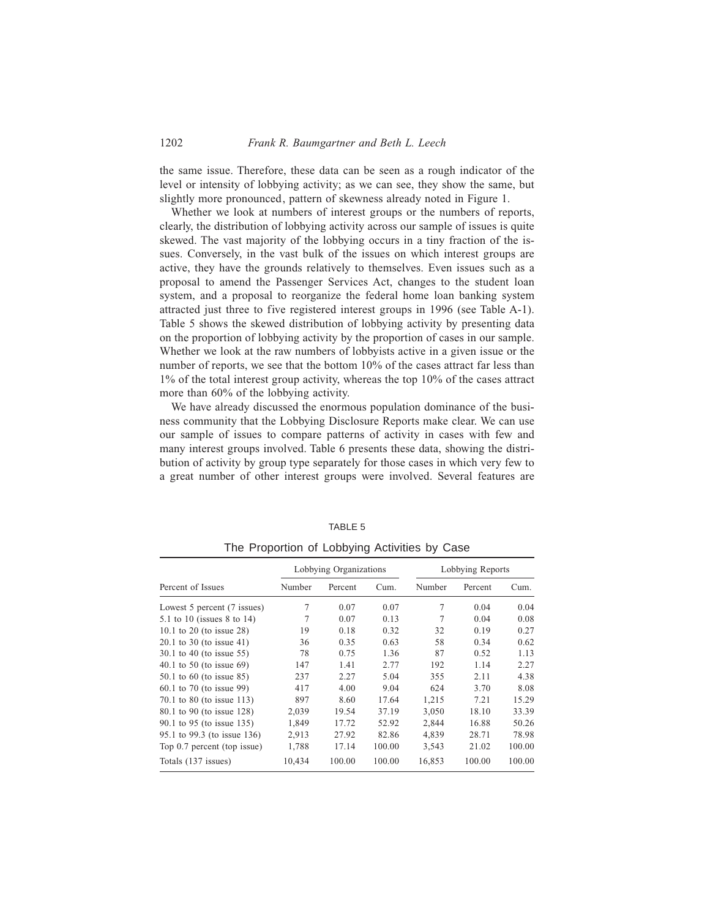the same issue. Therefore, these data can be seen as a rough indicator of the level or intensity of lobbying activity; as we can see, they show the same, but slightly more pronounced, pattern of skewness already noted in Figure 1.

Whether we look at numbers of interest groups or the numbers of reports, clearly, the distribution of lobbying activity across our sample of issues is quite skewed. The vast majority of the lobbying occurs in a tiny fraction of the issues. Conversely, in the vast bulk of the issues on which interest groups are active, they have the grounds relatively to themselves. Even issues such as a proposal to amend the Passenger Services Act, changes to the student loan system, and a proposal to reorganize the federal home loan banking system attracted just three to five registered interest groups in 1996 (see Table A-1). Table 5 shows the skewed distribution of lobbying activity by presenting data on the proportion of lobbying activity by the proportion of cases in our sample. Whether we look at the raw numbers of lobbyists active in a given issue or the number of reports, we see that the bottom 10% of the cases attract far less than 1% of the total interest group activity, whereas the top 10% of the cases attract more than 60% of the lobbying activity.

We have already discussed the enormous population dominance of the business community that the Lobbying Disclosure Reports make clear. We can use our sample of issues to compare patterns of activity in cases with few and many interest groups involved. Table 6 presents these data, showing the distribution of activity by group type separately for those cases in which very few to a great number of other interest groups were involved. Several features are

TABLE 5

The Proportion of Lobbying Activities by Case

| Percent of Issues | Lobbying Organizations | | | Lobbying Reports | | |
|---|---|---|---|---|---|---|
| | Number | Percent | Cum. | Number | Percent | Cum. |
| Lowest 5 percent (7 issues) | 7 | 0.07 | 0.07 | 7 | 0.04 | 0.04 |
| 5.1 to 10 (issues 8 to 14) | 7 | 0.07 | 0.13 | 7 | 0.04 | 0.08 |
| 10.1 to 20 (to issue 28) | 19 | 0.18 | 0.32 | 32 | 0.19 | 0.27 |
| 20.1 to 30 (to issue 41) | 36 | 0.35 | 0.63 | 58 | 0.34 | 0.62 |
| 30.1 to 40 (to issue 55) | 78 | 0.75 | 1.36 | 87 | 0.52 | 1.13 |
| 40.1 to 50 (to issue 69) | 147 | 1.41 | 2.77 | 192 | 1.14 | 2.27 |
| 50.1 to 60 (to issue 85) | 237 | 2.27 | 5.04 | 355 | 2.11 | 4.38 |
| 60.1 to 70 (to issue 99) | 417 | 4.00 | 9.04 | 624 | 3.70 | 8.08 |
| 70.1 to 80 (to issue 113) | 897 | 8.60 | 17.64 | 1,215 | 7.21 | 15.29 |
| 80.1 to 90 (to issue 128) | 2,039 | 19.54 | 37.19 | 3,050 | 18.10 | 33.39 |
| 90.1 to 95 (to issue 135) | 1,849 | 17.72 | 52.92 | 2,844 | 16.88 | 50.26 |
| 95.1 to 99.3 (to issue 136) | 2,913 | 27.92 | 82.86 | 4,839 | 28.71 | 78.98 |
| Top 0.7 percent (top issue) | 1,788 | 17.14 | 100.00 | 3,543 | 21.02 | 100.00 |
| Totals (137 issues) | 10,434 | 100.00 | 100.00 | 16,853 | 100.00 | 100.00 |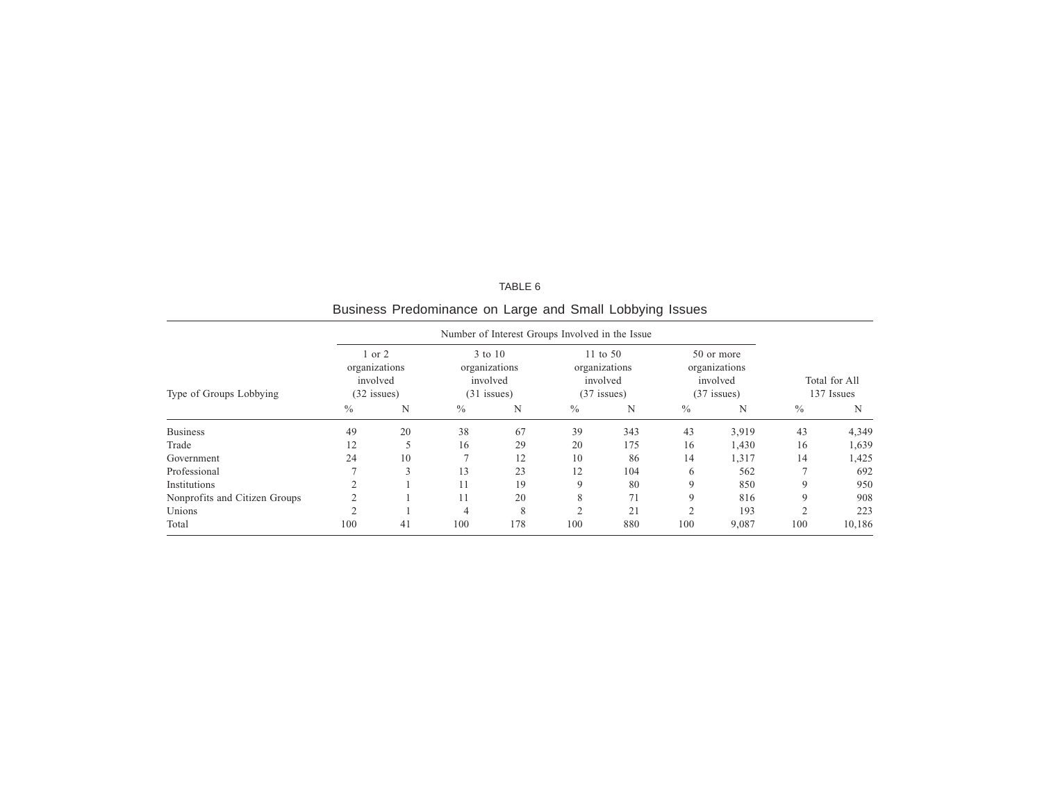TABLE 6

Business Predominance on Large and Small Lobbying Issues

| Type of Groups Lobbying | Number of Interest Groups Involved in the Issue | | | | | | | | Total for All 137 Issues | |
|---|---|---|---|---|---|---|---|---|---|---|
| | 1 or 2 organizations involved (32 issues) | | 3 to 10 organizations involved (31 issues) | | 11 to 50 organizations involved (37 issues) | | 50 or more organizations involved (37 issues) | | | |
| | % | N | % | N | % | N | % | N | % | N |
| Business | 49 | 20 | 38 | 67 | 39 | 343 | 43 | 3,919 | 43 | 4,349 |
| Trade | 12 | 5 | 16 | 29 | 20 | 175 | 16 | 1,430 | 16 | 1,639 |
| Government | 24 | 10 | 7 | 12 | 10 | 86 | 14 | 1,317 | 14 | 1,425 |
| Professional | 7 | 3 | 13 | 23 | 12 | 104 | 6 | 562 | 7 | 692 |
| Institutions | 2 | 1 | 11 | 19 | 9 | 80 | 9 | 850 | 9 | 950 |
| Nonprofits and Citizen Groups | 2 | 1 | 11 | 20 | 8 | 71 | 9 | 816 | 9 | 908 |
| Unions | 2 | 1 | 4 | 8 | 2 | 21 | 2 | 193 | 2 | 223 |
| Total | 100 | 41 | 100 | 178 | 100 | 880 | 100 | 9,087 | 100 | 10,186 |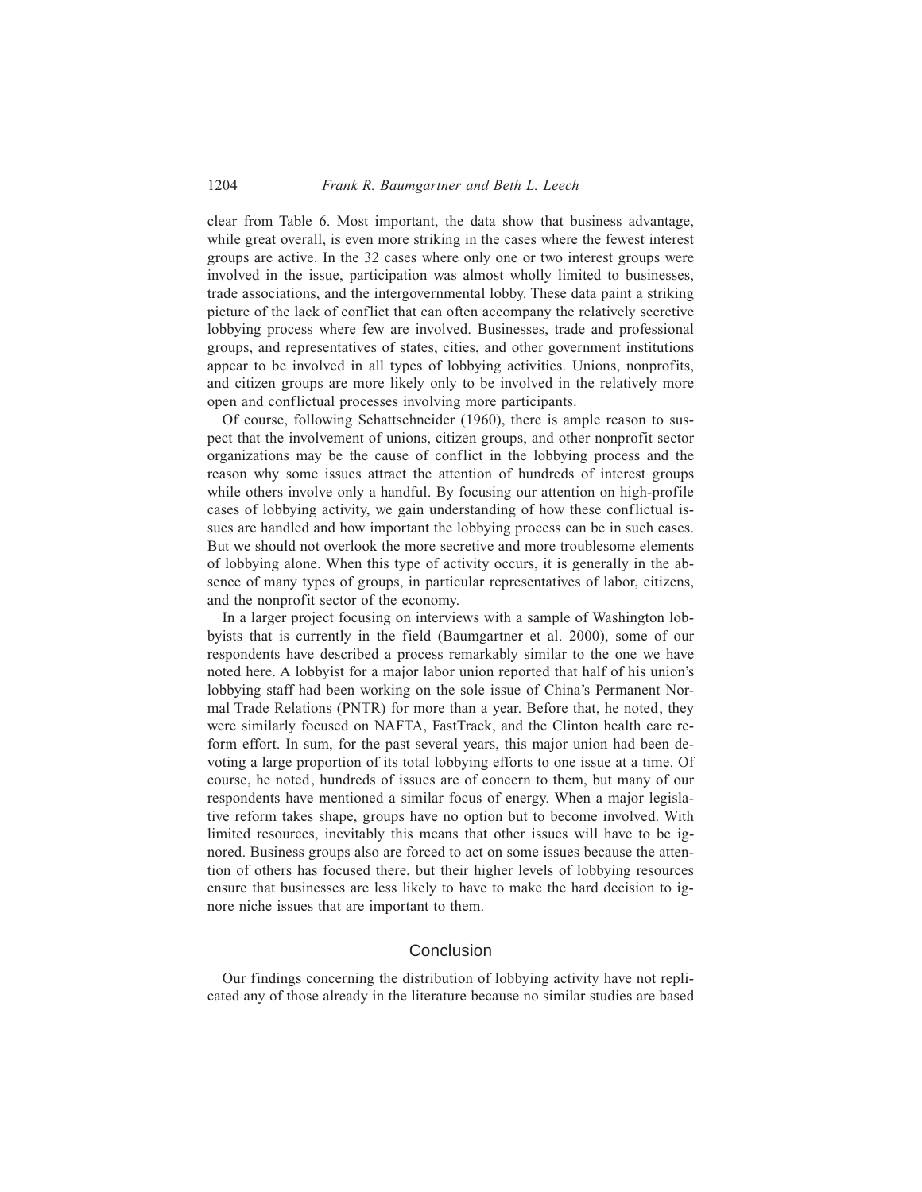clear from Table 6. Most important, the data show that business advantage, while great overall, is even more striking in the cases where the fewest interest groups are active. In the 32 cases where only one or two interest groups were involved in the issue, participation was almost wholly limited to businesses, trade associations, and the intergovernmental lobby. These data paint a striking picture of the lack of conflict that can often accompany the relatively secretive lobbying process where few are involved. Businesses, trade and professional groups, and representatives of states, cities, and other government institutions appear to be involved in all types of lobbying activities. Unions, nonprofits, and citizen groups are more likely only to be involved in the relatively more open and conflictual processes involving more participants.

Of course, following Schattschneider (1960), there is ample reason to suspect that the involvement of unions, citizen groups, and other nonprofit sector organizations may be the cause of conflict in the lobbying process and the reason why some issues attract the attention of hundreds of interest groups while others involve only a handful. By focusing our attention on high-profile cases of lobbying activity, we gain understanding of how these conflictual issues are handled and how important the lobbying process can be in such cases. But we should not overlook the more secretive and more troublesome elements of lobbying alone. When this type of activity occurs, it is generally in the absence of many types of groups, in particular representatives of labor, citizens, and the nonprofit sector of the economy.

In a larger project focusing on interviews with a sample of Washington lobbyists that is currently in the field (Baumgartner et al. 2000), some of our respondents have described a process remarkably similar to the one we have noted here. A lobbyist for a major labor union reported that half of his union's lobbying staff had been working on the sole issue of China's Permanent Normal Trade Relations (PNTR) for more than a year. Before that, he noted, they were similarly focused on NAFTA, FastTrack, and the Clinton health care reform effort. In sum, for the past several years, this major union had been devoting a large proportion of its total lobbying efforts to one issue at a time. Of course, he noted, hundreds of issues are of concern to them, but many of our respondents have mentioned a similar focus of energy. When a major legislative reform takes shape, groups have no option but to become involved. With limited resources, inevitably this means that other issues will have to be ignored. Business groups also are forced to act on some issues because the attention of others has focused there, but their higher levels of lobbying resources ensure that businesses are less likely to have to make the hard decision to ignore niche issues that are important to them.

## Conclusion

Our findings concerning the distribution of lobbying activity have not replicated any of those already in the literature because no similar studies are based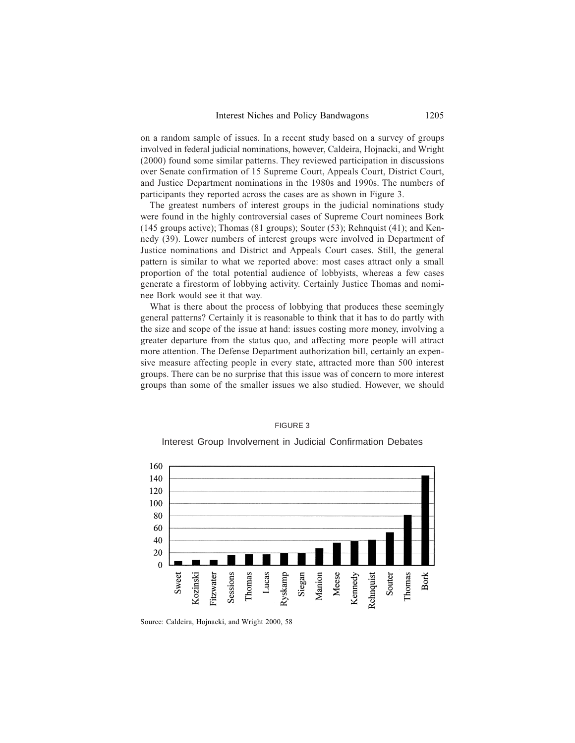on a random sample of issues. In a recent study based on a survey of groups involved in federal judicial nominations, however, Caldeira, Hojnacki, and Wright (2000) found some similar patterns. They reviewed participation in discussions over Senate confirmation of 15 Supreme Court, Appeals Court, District Court, and Justice Department nominations in the 1980s and 1990s. The numbers of participants they reported across the cases are as shown in Figure 3.

The greatest numbers of interest groups in the judicial nominations study were found in the highly controversial cases of Supreme Court nominees Bork (145 groups active); Thomas (81 groups); Souter (53); Rehnquist (41); and Kennedy (39). Lower numbers of interest groups were involved in Department of Justice nominations and District and Appeals Court cases. Still, the general pattern is similar to what we reported above: most cases attract only a small proportion of the total potential audience of lobbyists, whereas a few cases generate a firestorm of lobbying activity. Certainly Justice Thomas and nominee Bork would see it that way.

What is there about the process of lobbying that produces these seemingly general patterns? Certainly it is reasonable to think that it has to do partly with the size and scope of the issue at hand: issues costing more money, involving a greater departure from the status quo, and affecting more people will attract more attention. The Defense Department authorization bill, certainly an expensive measure affecting people in every state, attracted more than 500 interest groups. There can be no surprise that this issue was of concern to more interest groups than some of the smaller issues we also studied. However, we should

FIGURE 3

Interest Group Involvement in Judicial Confirmation Debates

Source: Caldeira, Hojnacki, and Wright 2000, 58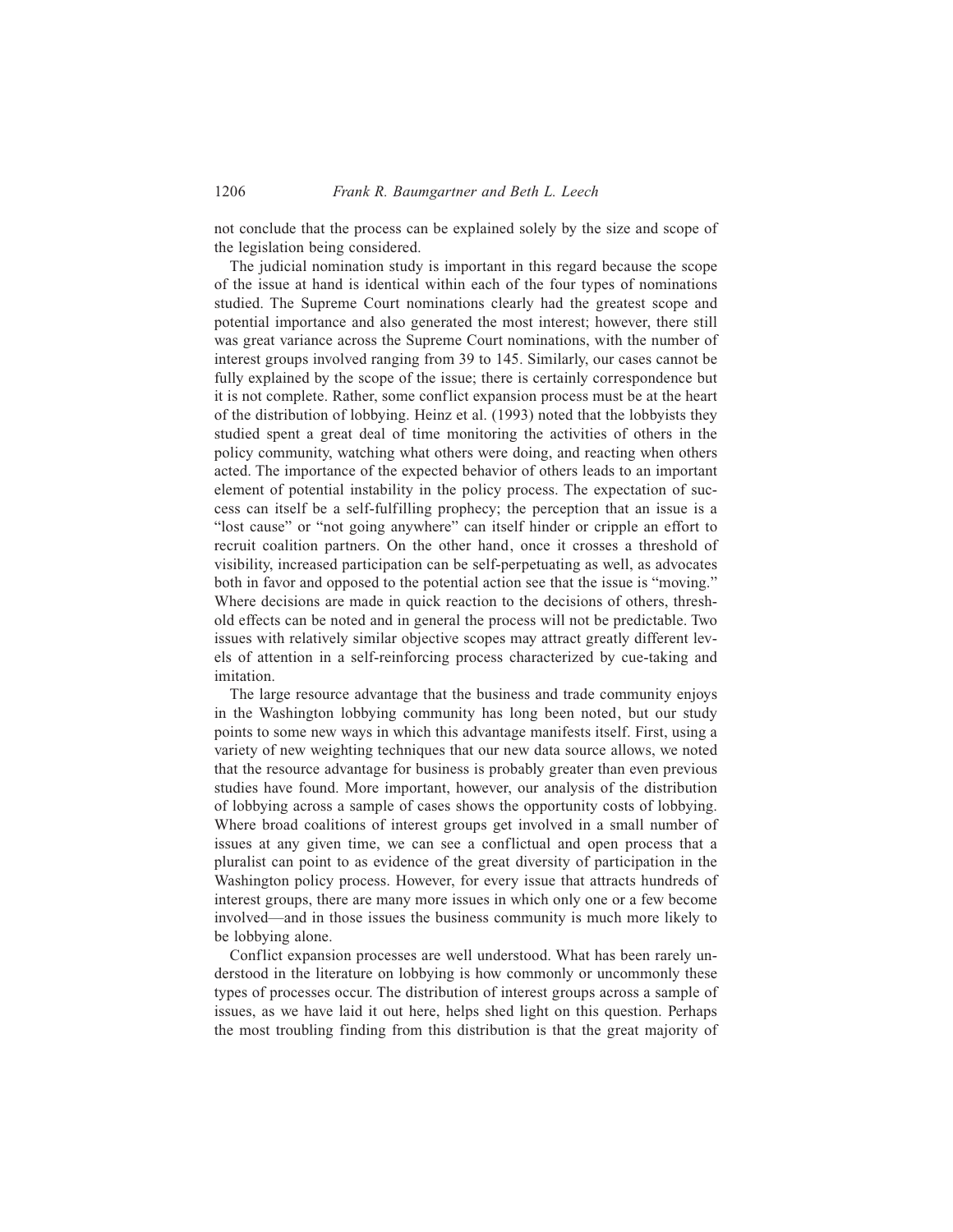not conclude that the process can be explained solely by the size and scope of the legislation being considered.

The judicial nomination study is important in this regard because the scope of the issue at hand is identical within each of the four types of nominations studied. The Supreme Court nominations clearly had the greatest scope and potential importance and also generated the most interest; however, there still was great variance across the Supreme Court nominations, with the number of interest groups involved ranging from 39 to 145. Similarly, our cases cannot be fully explained by the scope of the issue; there is certainly correspondence but it is not complete. Rather, some conflict expansion process must be at the heart of the distribution of lobbying. Heinz et al. (1993) noted that the lobbyists they studied spent a great deal of time monitoring the activities of others in the policy community, watching what others were doing, and reacting when others acted. The importance of the expected behavior of others leads to an important element of potential instability in the policy process. The expectation of success can itself be a self-fulfilling prophecy; the perception that an issue is a "lost cause" or "not going anywhere" can itself hinder or cripple an effort to recruit coalition partners. On the other hand, once it crosses a threshold of visibility, increased participation can be self-perpetuating as well, as advocates both in favor and opposed to the potential action see that the issue is "moving." Where decisions are made in quick reaction to the decisions of others, threshold effects can be noted and in general the process will not be predictable. Two issues with relatively similar objective scopes may attract greatly different levels of attention in a self-reinforcing process characterized by cue-taking and imitation.

The large resource advantage that the business and trade community enjoys in the Washington lobbying community has long been noted, but our study points to some new ways in which this advantage manifests itself. First, using a variety of new weighting techniques that our new data source allows, we noted that the resource advantage for business is probably greater than even previous studies have found. More important, however, our analysis of the distribution of lobbying across a sample of cases shows the opportunity costs of lobbying. Where broad coalitions of interest groups get involved in a small number of issues at any given time, we can see a conflictual and open process that a pluralist can point to as evidence of the great diversity of participation in the Washington policy process. However, for every issue that attracts hundreds of interest groups, there are many more issues in which only one or a few become involved—and in those issues the business community is much more likely to be lobbying alone.

Conflict expansion processes are well understood. What has been rarely understood in the literature on lobbying is how commonly or uncommonly these types of processes occur. The distribution of interest groups across a sample of issues, as we have laid it out here, helps shed light on this question. Perhaps the most troubling finding from this distribution is that the great majority of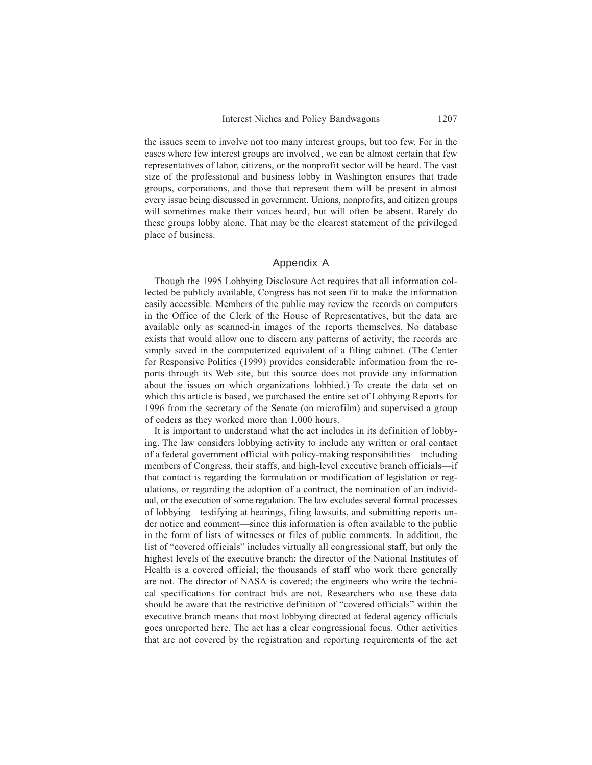the issues seem to involve not too many interest groups, but too few. For in the cases where few interest groups are involved, we can be almost certain that few representatives of labor, citizens, or the nonprofit sector will be heard. The vast size of the professional and business lobby in Washington ensures that trade groups, corporations, and those that represent them will be present in almost every issue being discussed in government. Unions, nonprofits, and citizen groups will sometimes make their voices heard, but will often be absent. Rarely do these groups lobby alone. That may be the clearest statement of the privileged place of business.

## Appendix A

Though the 1995 Lobbying Disclosure Act requires that all information collected be publicly available, Congress has not seen fit to make the information easily accessible. Members of the public may review the records on computers in the Office of the Clerk of the House of Representatives, but the data are available only as scanned-in images of the reports themselves. No database exists that would allow one to discern any patterns of activity; the records are simply saved in the computerized equivalent of a filing cabinet. (The Center for Responsive Politics (1999) provides considerable information from the reports through its Web site, but this source does not provide any information about the issues on which organizations lobbied.) To create the data set on which this article is based, we purchased the entire set of Lobbying Reports for 1996 from the secretary of the Senate (on microfilm) and supervised a group of coders as they worked more than 1,000 hours.

It is important to understand what the act includes in its definition of lobbying. The law considers lobbying activity to include any written or oral contact of a federal government official with policy-making responsibilities—including members of Congress, their staffs, and high-level executive branch officials—if that contact is regarding the formulation or modification of legislation or regulations, or regarding the adoption of a contract, the nomination of an individual, or the execution of some regulation. The law excludes several formal processes of lobbying—testifying at hearings, filing lawsuits, and submitting reports under notice and comment—since this information is often available to the public in the form of lists of witnesses or files of public comments. In addition, the list of "covered officials" includes virtually all congressional staff, but only the highest levels of the executive branch: the director of the National Institutes of Health is a covered official; the thousands of staff who work there generally are not. The director of NASA is covered; the engineers who write the technical specifications for contract bids are not. Researchers who use these data should be aware that the restrictive definition of "covered officials" within the executive branch means that most lobbying directed at federal agency officials goes unreported here. The act has a clear congressional focus. Other activities that are not covered by the registration and reporting requirements of the act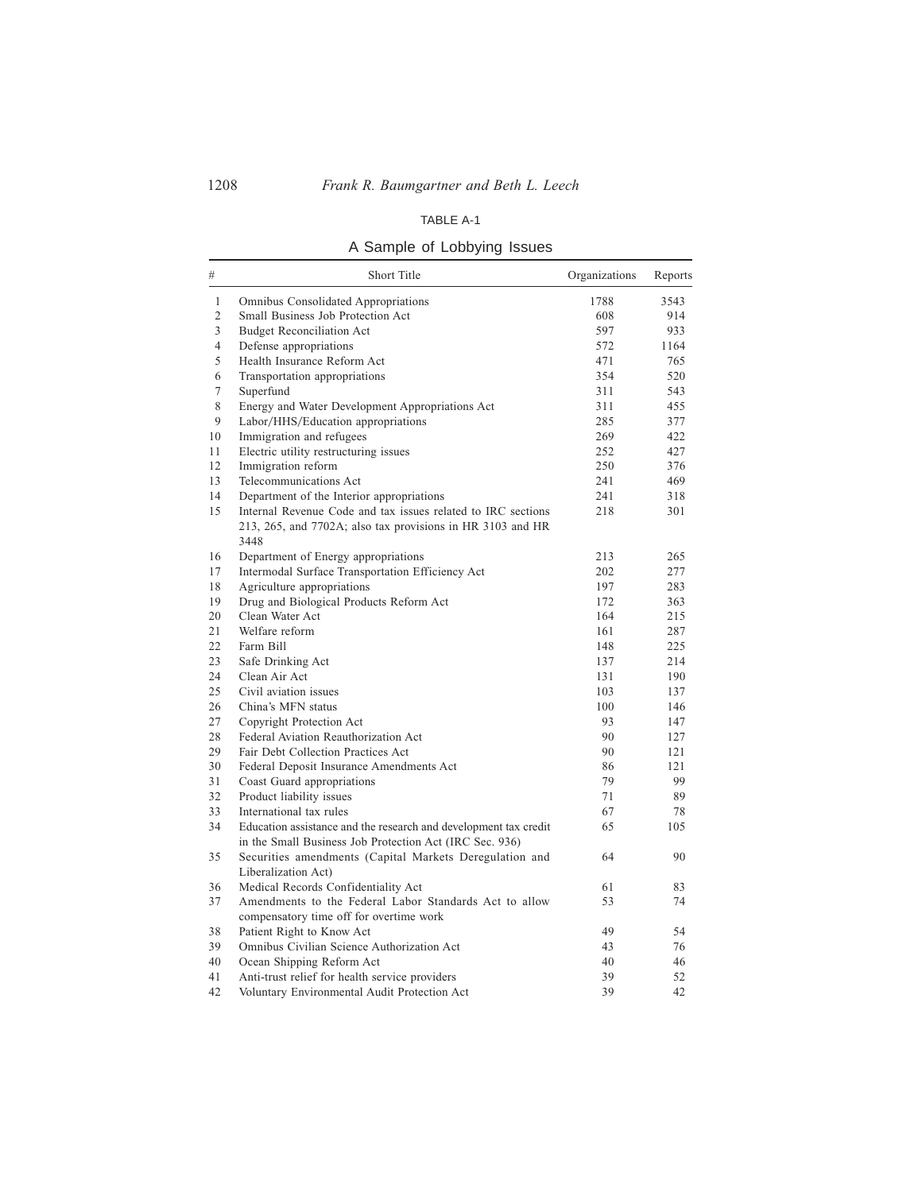TABLE A-1

A Sample of Lobbying Issues

| # | Short Title | Organizations | Reports |
|---|---|---|---|
| 1 | Omnibus Consolidated Appropriations | 1788 | 3543 |
| 2 | Small Business Job Protection Act | 608 | 914 |
| 3 | Budget Reconciliation Act | 597 | 933 |
| 4 | Defense appropriations | 572 | 1164 |
| 5 | Health Insurance Reform Act | 471 | 765 |
| 6 | Transportation appropriations | 354 | 520 |
| 7 | Superfund | 311 | 543 |
| 8 | Energy and Water Development Appropriations Act | 311 | 455 |
| 9 | Labor/HHS/Education appropriations | 285 | 377 |
| 10 | Immigration and refugees | 269 | 422 |
| 11 | Electric utility restructuring issues | 252 | 427 |
| 12 | Immigration reform | 250 | 376 |
| 13 | Telecommunications Act | 241 | 469 |
| 14 | Department of the Interior appropriations | 241 | 318 |
| 15 | Internal Revenue Code and tax issues related to IRC sections 213, 265, and 7702A; also tax provisions in HR 3103 and HR 3448 | 218 | 301 |
| 16 | Department of Energy appropriations | 213 | 265 |
| 17 | Intermodal Surface Transportation Efficiency Act | 202 | 277 |
| 18 | Agriculture appropriations | 197 | 283 |
| 19 | Drug and Biological Products Reform Act | 172 | 363 |
| 20 | Clean Water Act | 164 | 215 |
| 21 | Welfare reform | 161 | 287 |
| 22 | Farm Bill | 148 | 225 |
| 23 | Safe Drinking Act | 137 | 214 |
| 24 | Clean Air Act | 131 | 190 |
| 25 | Civil aviation issues | 103 | 137 |
| 26 | China's MFN status | 100 | 146 |
| 27 | Copyright Protection Act | 93 | 147 |
| 28 | Federal Aviation Reauthorization Act | 90 | 127 |
| 29 | Fair Debt Collection Practices Act | 90 | 121 |
| 30 | Federal Deposit Insurance Amendments Act | 86 | 121 |
| 31 | Coast Guard appropriations | 79 | 99 |
| 32 | Product liability issues | 71 | 89 |
| 33 | International tax rules | 67 | 78 |
| 34 | Education assistance and the research and development tax credit in the Small Business Job Protection Act (IRC Sec. 936) | 65 | 105 |
| 35 | Securities amendments (Capital Markets Deregulation and Liberalization Act) | 64 | 90 |
| 36 | Medical Records Confidentiality Act | 61 | 83 |
| 37 | Amendments to the Federal Labor Standards Act to allow compensatory time off for overtime work | 53 | 74 |
| 38 | Patient Right to Know Act | 49 | 54 |
| 39 | Omnibus Civilian Science Authorization Act | 43 | 76 |
| 40 | Ocean Shipping Reform Act | 40 | 46 |
| 41 | Anti-trust relief for health service providers | 39 | 52 |
| 42 | Voluntary Environmental Audit Protection Act | 39 | 42 |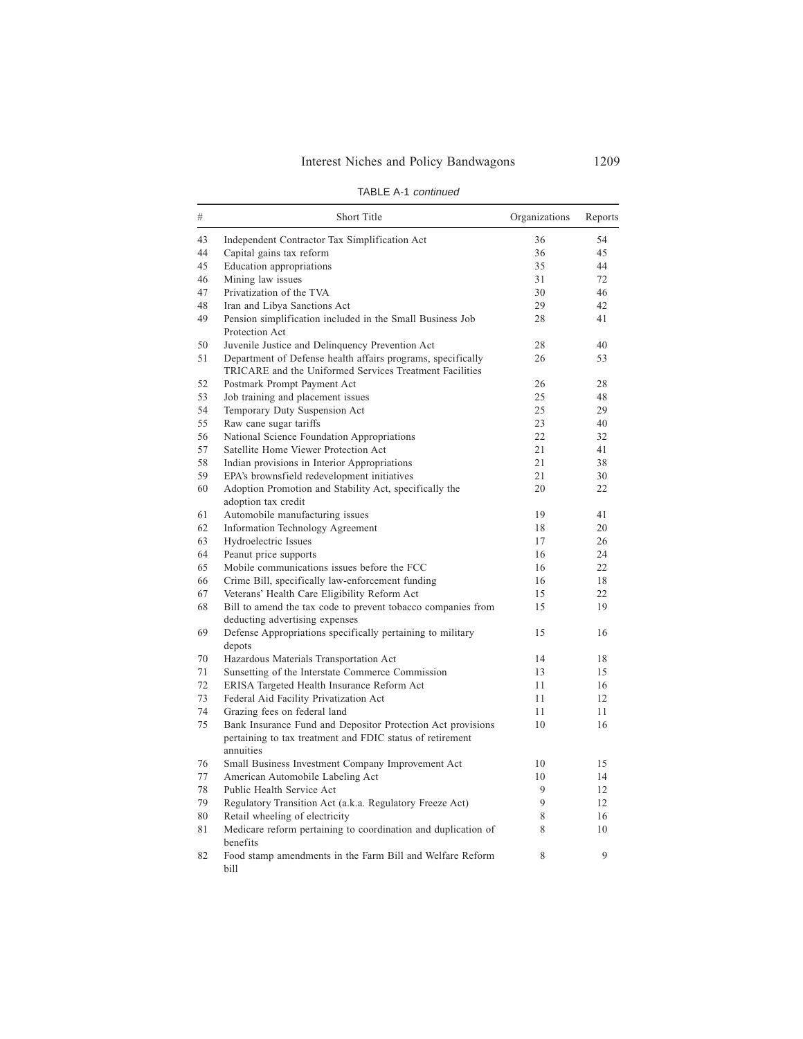TABLE A-1 *continued*

| # | Short Title | Organizations | Reports |
|---|---|---|---|
| 43 | Independent Contractor Tax Simplification Act | 36 | 54 |
| 44 | Capital gains tax reform | 36 | 45 |
| 45 | Education appropriations | 35 | 44 |
| 46 | Mining law issues | 31 | 72 |
| 47 | Privatization of the TVA | 30 | 46 |
| 48 | Iran and Libya Sanctions Act | 29 | 42 |
| 49 | Pension simplification included in the Small Business Job Protection Act | 28 | 41 |
| 50 | Juvenile Justice and Delinquency Prevention Act | 28 | 40 |
| 51 | Department of Defense health affairs programs, specifically TRICARE and the Uniformed Services Treatment Facilities | 26 | 53 |
| 52 | Postmark Prompt Payment Act | 26 | 28 |
| 53 | Job training and placement issues | 25 | 48 |
| 54 | Temporary Duty Suspension Act | 25 | 29 |
| 55 | Raw cane sugar tariffs | 23 | 40 |
| 56 | National Science Foundation Appropriations | 22 | 32 |
| 57 | Satellite Home Viewer Protection Act | 21 | 41 |
| 58 | Indian provisions in Interior Appropriations | 21 | 38 |
| 59 | EPA's brownsfield redevelopment initiatives | 21 | 30 |
| 60 | Adoption Promotion and Stability Act, specifically the adoption tax credit | 20 | 22 |
| 61 | Automobile manufacturing issues | 19 | 41 |
| 62 | Information Technology Agreement | 18 | 20 |
| 63 | Hydroelectric Issues | 17 | 26 |
| 64 | Peanut price supports | 16 | 24 |
| 65 | Mobile communications issues before the FCC | 16 | 22 |
| 66 | Crime Bill, specifically law-enforcement funding | 16 | 18 |
| 67 | Veterans' Health Care Eligibility Reform Act | 15 | 22 |
| 68 | Bill to amend the tax code to prevent tobacco companies from deducting advertising expenses | 15 | 19 |
| 69 | Defense Appropriations specifically pertaining to military depots | 15 | 16 |
| 70 | Hazardous Materials Transportation Act | 14 | 18 |
| 71 | Sunsetting of the Interstate Commerce Commission | 13 | 15 |
| 72 | ERISA Targeted Health Insurance Reform Act | 11 | 16 |
| 73 | Federal Aid Facility Privatization Act | 11 | 12 |
| 74 | Grazing fees on federal land | 11 | 11 |
| 75 | Bank Insurance Fund and Depositor Protection Act provisions pertaining to tax treatment and FDIC status of retirement annuities | 10 | 16 |
| 76 | Small Business Investment Company Improvement Act | 10 | 15 |
| 77 | American Automobile Labeling Act | 10 | 14 |
| 78 | Public Health Service Act | 9 | 12 |
| 79 | Regulatory Transition Act (a.k.a. Regulatory Freeze Act) | 9 | 12 |
| 80 | Retail wheeling of electricity | 8 | 16 |
| 81 | Medicare reform pertaining to coordination and duplication of benefits | 8 | 10 |
| 82 | Food stamp amendments in the Farm Bill and Welfare Reform bill | 8 | 9 |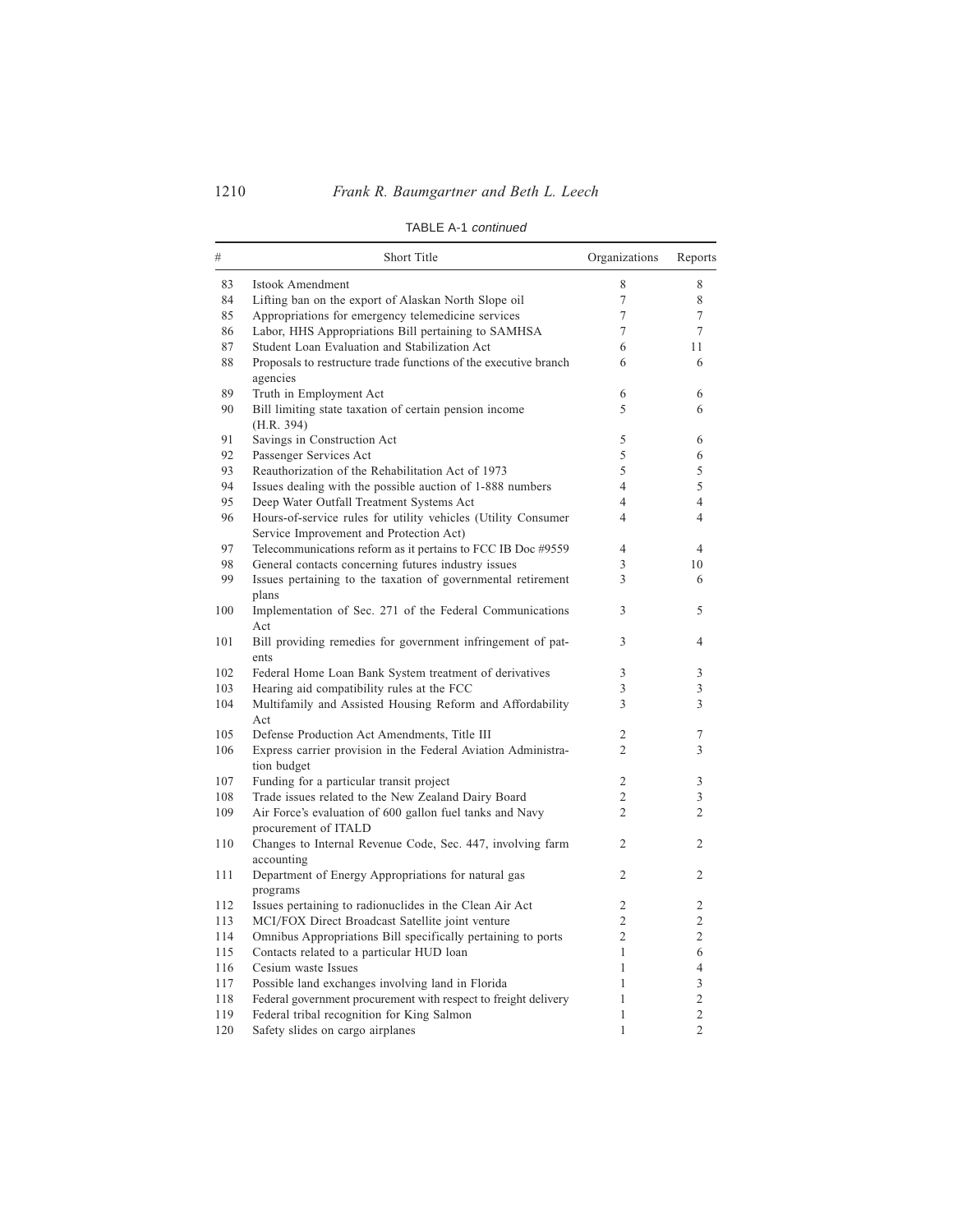TABLE A-1 *continued*

| # | Short Title | Organizations | Reports |
|---|---|---|---|
| 83 | Istook Amendment | 8 | 8 |
| 84 | Lifting ban on the export of Alaskan North Slope oil | 7 | 8 |
| 85 | Appropriations for emergency telemedicine services | 7 | 7 |
| 86 | Labor, HHS Appropriations Bill pertaining to SAMHSA | 7 | 7 |
| 87 | Student Loan Evaluation and Stabilization Act | 6 | 11 |
| 88 | Proposals to restructure trade functions of the executive branch agencies | 6 | 6 |
| 89 | Truth in Employment Act | 6 | 6 |
| 90 | Bill limiting state taxation of certain pension income (H.R. 394) | 5 | 6 |
| 91 | Savings in Construction Act | 5 | 6 |
| 92 | Passenger Services Act | 5 | 6 |
| 93 | Reauthorization of the Rehabilitation Act of 1973 | 5 | 5 |
| 94 | Issues dealing with the possible auction of 1-888 numbers | 4 | 5 |
| 95 | Deep Water Outfall Treatment Systems Act | 4 | 4 |
| 96 | Hours-of-service rules for utility vehicles (Utility Consumer Service Improvement and Protection Act) | 4 | 4 |
| 97 | Telecommunications reform as it pertains to FCC IB Doc #9559 | 4 | 4 |
| 98 | General contacts concerning futures industry issues | 3 | 10 |
| 99 | Issues pertaining to the taxation of governmental retirement plans | 3 | 6 |
| 100 | Implementation of Sec. 271 of the Federal Communications Act | 3 | 5 |
| 101 | Bill providing remedies for government infringement of patents | 3 | 4 |
| 102 | Federal Home Loan Bank System treatment of derivatives | 3 | 3 |
| 103 | Hearing aid compatibility rules at the FCC | 3 | 3 |
| 104 | Multifamily and Assisted Housing Reform and Affordability Act | 3 | 3 |
| 105 | Defense Production Act Amendments, Title III | 2 | 7 |
| 106 | Express carrier provision in the Federal Aviation Administration budget | 2 | 3 |
| 107 | Funding for a particular transit project | 2 | 3 |
| 108 | Trade issues related to the New Zealand Dairy Board | 2 | 3 |
| 109 | Air Force's evaluation of 600 gallon fuel tanks and Navy procurement of ITALD | 2 | 2 |
| 110 | Changes to Internal Revenue Code, Sec. 447, involving farm accounting | 2 | 2 |
| 111 | Department of Energy Appropriations for natural gas programs | 2 | 2 |
| 112 | Issues pertaining to radionuclides in the Clean Air Act | 2 | 2 |
| 113 | MCI/FOX Direct Broadcast Satellite joint venture | 2 | 2 |
| 114 | Omnibus Appropriations Bill specifically pertaining to ports | 2 | 2 |
| 115 | Contacts related to a particular HUD loan | 1 | 6 |
| 116 | Cesium waste Issues | 1 | 4 |
| 117 | Possible land exchanges involving land in Florida | 1 | 3 |
| 118 | Federal government procurement with respect to freight delivery | 1 | 2 |
| 119 | Federal tribal recognition for King Salmon | 1 | 2 |
| 120 | Safety slides on cargo airplanes | 1 | 2 |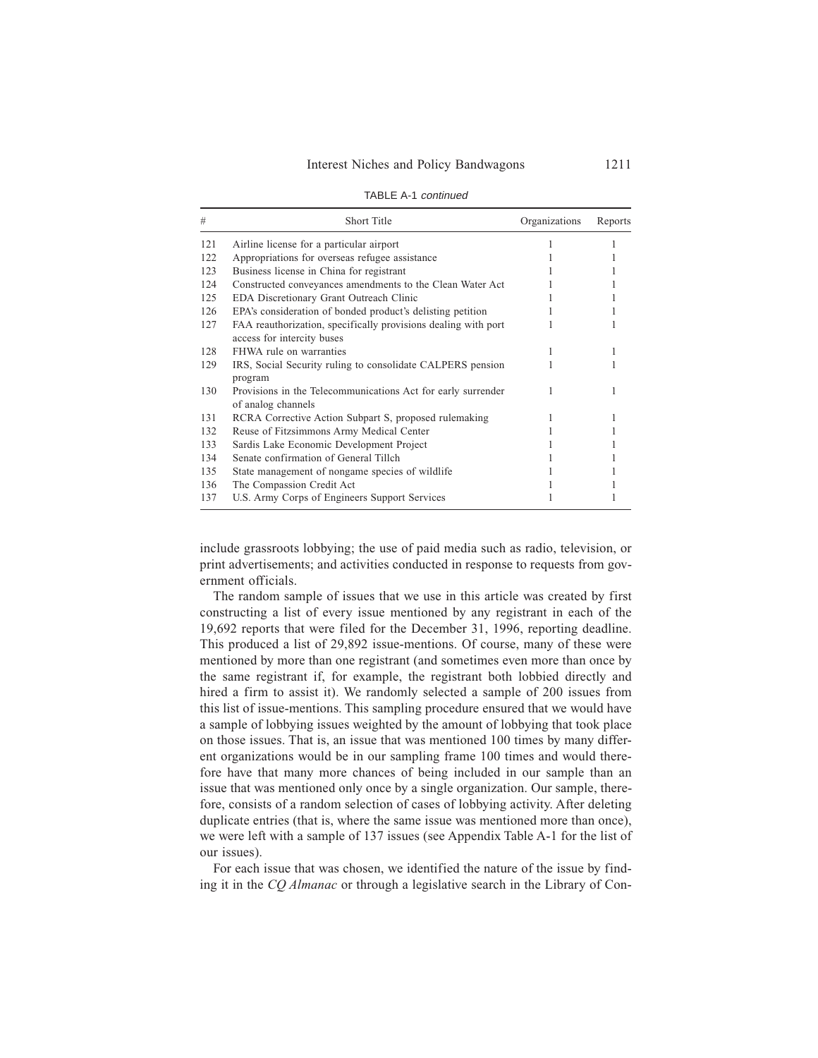TABLE A-1 *continued*

| # | Short Title | Organizations | Reports |
|---|---|---|---|
| 121 | Airline license for a particular airport | 1 | 1 |
| 122 | Appropriations for overseas refugee assistance | 1 | 1 |
| 123 | Business license in China for registrant | 1 | 1 |
| 124 | Constructed conveyances amendments to the Clean Water Act | 1 | 1 |
| 125 | EDA Discretionary Grant Outreach Clinic | 1 | 1 |
| 126 | EPA's consideration of bonded product's delisting petition | 1 | 1 |
| 127 | FAA reauthorization, specifically provisions dealing with port access for intercity buses | 1 | 1 |
| 128 | FHWA rule on warranties | 1 | 1 |
| 129 | IRS, Social Security ruling to consolidate CALPERS pension program | 1 | 1 |
| 130 | Provisions in the Telecommunications Act for early surrender of analog channels | 1 | 1 |
| 131 | RCRA Corrective Action Subpart S, proposed rulemaking | 1 | 1 |
| 132 | Reuse of Fitzsimmons Army Medical Center | 1 | 1 |
| 133 | Sardis Lake Economic Development Project | 1 | 1 |
| 134 | Senate confirmation of General Tillch | 1 | 1 |
| 135 | State management of nongame species of wildlife | 1 | 1 |
| 136 | The Compassion Credit Act | 1 | 1 |
| 137 | U.S. Army Corps of Engineers Support Services | 1 | 1 |

include grassroots lobbying; the use of paid media such as radio, television, or print advertisements; and activities conducted in response to requests from government officials.

The random sample of issues that we use in this article was created by first constructing a list of every issue mentioned by any registrant in each of the 19,692 reports that were filed for the December 31, 1996, reporting deadline. This produced a list of 29,892 issue-mentions. Of course, many of these were mentioned by more than one registrant (and sometimes even more than once by the same registrant if, for example, the registrant both lobbied directly and hired a firm to assist it). We randomly selected a sample of 200 issues from this list of issue-mentions. This sampling procedure ensured that we would have a sample of lobbying issues weighted by the amount of lobbying that took place on those issues. That is, an issue that was mentioned 100 times by many different organizations would be in our sampling frame 100 times and would therefore have that many more chances of being included in our sample than an issue that was mentioned only once by a single organization. Our sample, therefore, consists of a random selection of cases of lobbying activity. After deleting duplicate entries (that is, where the same issue was mentioned more than once), we were left with a sample of 137 issues (see Appendix Table A-1 for the list of our issues).

For each issue that was chosen, we identified the nature of the issue by finding it in the *CQ Almanac* or through a legislative search in the Library of Con-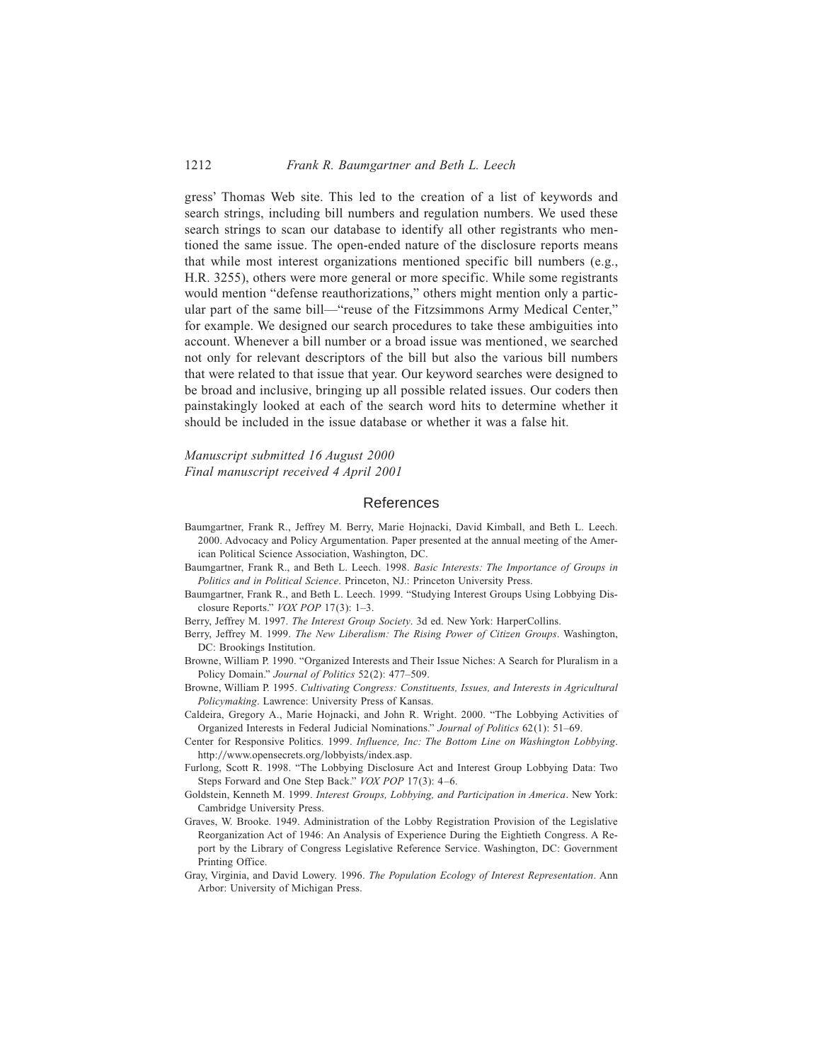gress' Thomas Web site. This led to the creation of a list of keywords and search strings, including bill numbers and regulation numbers. We used these search strings to scan our database to identify all other registrants who mentioned the same issue. The open-ended nature of the disclosure reports means that while most interest organizations mentioned specific bill numbers (e.g., H.R. 3255), others were more general or more specific. While some registrants would mention "defense reauthorizations," others might mention only a particular part of the same bill—"reuse of the Fitzsimmons Army Medical Center," for example. We designed our search procedures to take these ambiguities into account. Whenever a bill number or a broad issue was mentioned, we searched not only for relevant descriptors of the bill but also the various bill numbers that were related to that issue that year. Our keyword searches were designed to be broad and inclusive, bringing up all possible related issues. Our coders then painstakingly looked at each of the search word hits to determine whether it should be included in the issue database or whether it was a false hit.

*Manuscript submitted 16 August 2000*
*Final manuscript received 4 April 2001*

## References

Baumgartner, Frank R., Jeffrey M. Berry, Marie Hojnacki, David Kimball, and Beth L. Leech. 2000. Advocacy and Policy Argumentation. Paper presented at the annual meeting of the American Political Science Association, Washington, DC.

Baumgartner, Frank R., and Beth L. Leech. 1998. *Basic Interests: The Importance of Groups in Politics and in Political Science*. Princeton, NJ.: Princeton University Press.

Baumgartner, Frank R., and Beth L. Leech. 1999. "Studying Interest Groups Using Lobbying Disclosure Reports." *VOX POP* 17(3): 1–3.

Berry, Jeffrey M. 1997. *The Interest Group Society*. 3d ed. New York: HarperCollins.

Berry, Jeffrey M. 1999. *The New Liberalism: The Rising Power of Citizen Groups*. Washington, DC: Brookings Institution.

Browne, William P. 1990. "Organized Interests and Their Issue Niches: A Search for Pluralism in a Policy Domain." *Journal of Politics* 52(2): 477–509.

Browne, William P. 1995. *Cultivating Congress: Constituents, Issues, and Interests in Agricultural Policymaking*. Lawrence: University Press of Kansas.

Caldeira, Gregory A., Marie Hojnacki, and John R. Wright. 2000. "The Lobbying Activities of Organized Interests in Federal Judicial Nominations." *Journal of Politics* 62(1): 51–69.

Center for Responsive Politics. 1999. *Influence, Inc: The Bottom Line on Washington Lobbying*. http://www.opensecrets.org/lobbyists/index.asp.

Furlong, Scott R. 1998. "The Lobbying Disclosure Act and Interest Group Lobbying Data: Two Steps Forward and One Step Back." *VOX POP* 17(3): 4–6.

Goldstein, Kenneth M. 1999. *Interest Groups, Lobbying, and Participation in America*. New York: Cambridge University Press.

Graves, W. Brooke. 1949. Administration of the Lobby Registration Provision of the Legislative Reorganization Act of 1946: An Analysis of Experience During the Eightieth Congress. A Report by the Library of Congress Legislative Reference Service. Washington, DC: Government Printing Office.

Gray, Virginia, and David Lowery. 1996. *The Population Ecology of Interest Representation*. Ann Arbor: University of Michigan Press.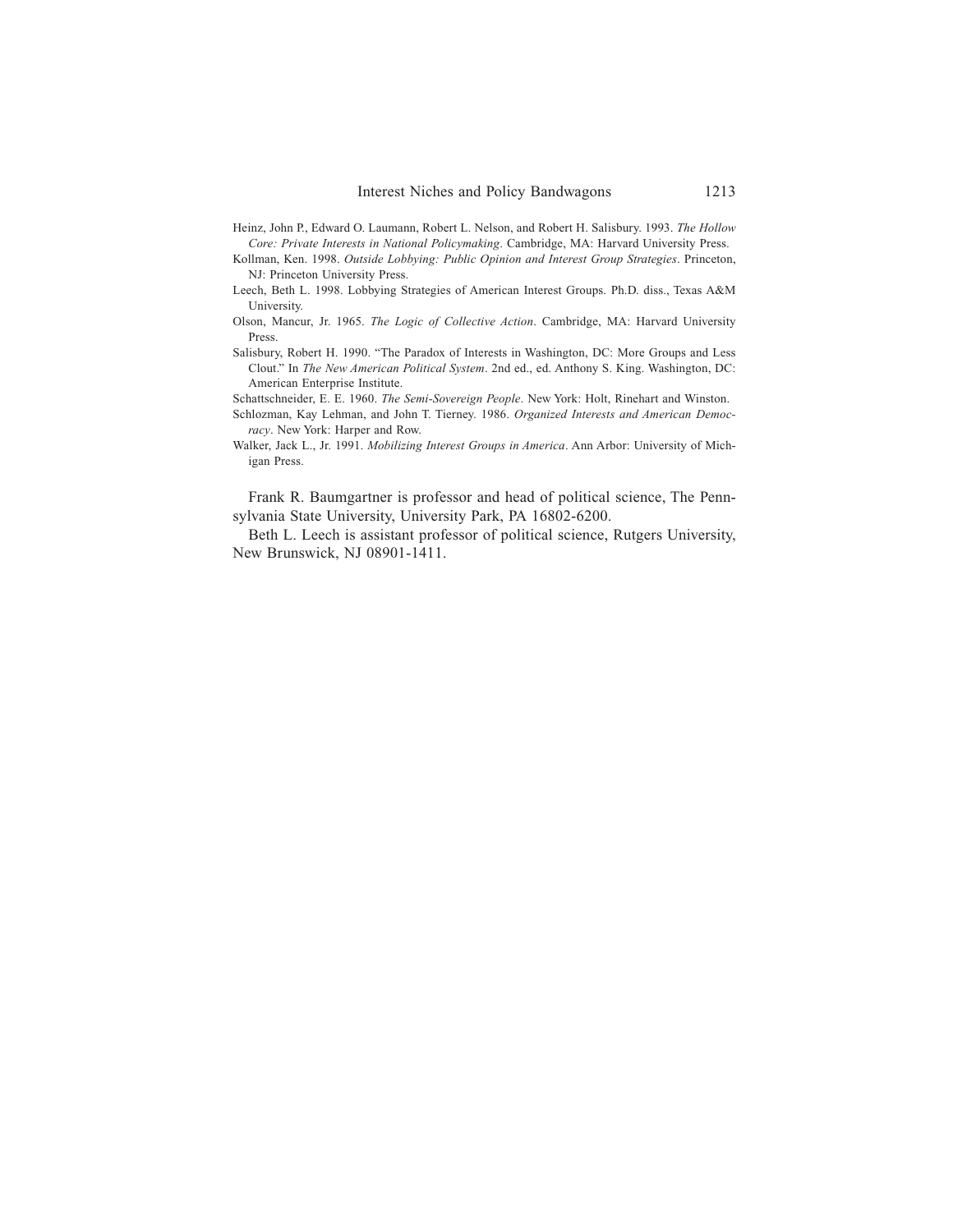Heinz, John P., Edward O. Laumann, Robert L. Nelson, and Robert H. Salisbury. 1993. *The Hollow Core: Private Interests in National Policymaking*. Cambridge, MA: Harvard University Press.

Kollman, Ken. 1998. *Outside Lobbying: Public Opinion and Interest Group Strategies*. Princeton, NJ: Princeton University Press.

Leech, Beth L. 1998. Lobbying Strategies of American Interest Groups. Ph.D. diss., Texas A&M University.

Olson, Mancur, Jr. 1965. *The Logic of Collective Action*. Cambridge, MA: Harvard University Press.

Salisbury, Robert H. 1990. "The Paradox of Interests in Washington, DC: More Groups and Less Clout." In *The New American Political System*. 2nd ed., ed. Anthony S. King. Washington, DC: American Enterprise Institute.

Schattschneider, E. E. 1960. *The Semi-Sovereign People*. New York: Holt, Rinehart and Winston.

Schlozman, Kay Lehman, and John T. Tierney. 1986. *Organized Interests and American Democracy*. New York: Harper and Row.

Walker, Jack L., Jr. 1991. *Mobilizing Interest Groups in America*. Ann Arbor: University of Michigan Press.

Frank R. Baumgartner is professor and head of political science, The Pennsylvania State University, University Park, PA 16802-6200.

Beth L. Leech is assistant professor of political science, Rutgers University, New Brunswick, NJ 08901-1411.